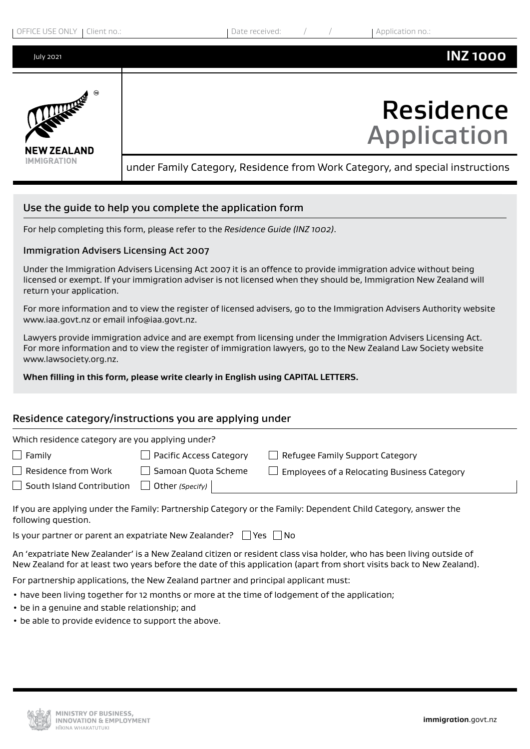OFFICE USE ONLY | Client no.: | Date received: / / | Application no.:

July 2021

**INZ 1000**

NEW ZEALAND IMMIGRATION

# Residence Application

under Family Category, Residence from Work Category, and special instructions

## Use the guide to help you complete the application form

For help completing this form, please refer to the *Residence Guide (INZ 1002)*.

### Immigration Advisers Licensing Act 2007

Under the Immigration Advisers Licensing Act 2007 it is an offence to provide immigration advice without being licensed or exempt. If your immigration adviser is not licensed when they should be, Immigration New Zealand will return your application.

For more information and to view the register of licensed advisers, go to the Immigration Advisers Authority website www.iaa.govt.nz or email info@iaa.govt.nz.

Lawyers provide immigration advice and are exempt from licensing under the Immigration Advisers Licensing Act. For more information and to view the register of immigration lawyers, go to the New Zealand Law Society website www.lawsociety.org.nz.

**When filling in this form, please write clearly in English using CAPITAL LETTERS.**

## Residence category/instructions you are applying under

Which residence category are you applying under?

- ☐ Family
- ☐ Pacific Access Category
- ☐ Refugee Family Support Category
- ☐ Residence from Work
- ☐ Samoan Quota Scheme
- ☐ Employees of a Relocating Business Category
- ☐ South Island Contribution
- ☐ Other *(Specify)*

If you are applying under the Family: Partnership Category or the Family: Dependent Child Category, answer the following question.

Is your partner or parent an expatriate New Zealander? ☐ Yes ☐ No

An 'expatriate New Zealander' is a New Zealand citizen or resident class visa holder, who has been living outside of New Zealand for at least two years before the date of this application (apart from short visits back to New Zealand).

For partnership applications, the New Zealand partner and principal applicant must:

- have been living together for 12 months or more at the time of lodgement of the application;
- be in a genuine and stable relationship; and
- be able to provide evidence to support the above.

MINISTRY OF BUSINESS, INNOVATION & EMPLOYMENT
HĪKINA WHAKATUTUKI

**immigration**.govt.nz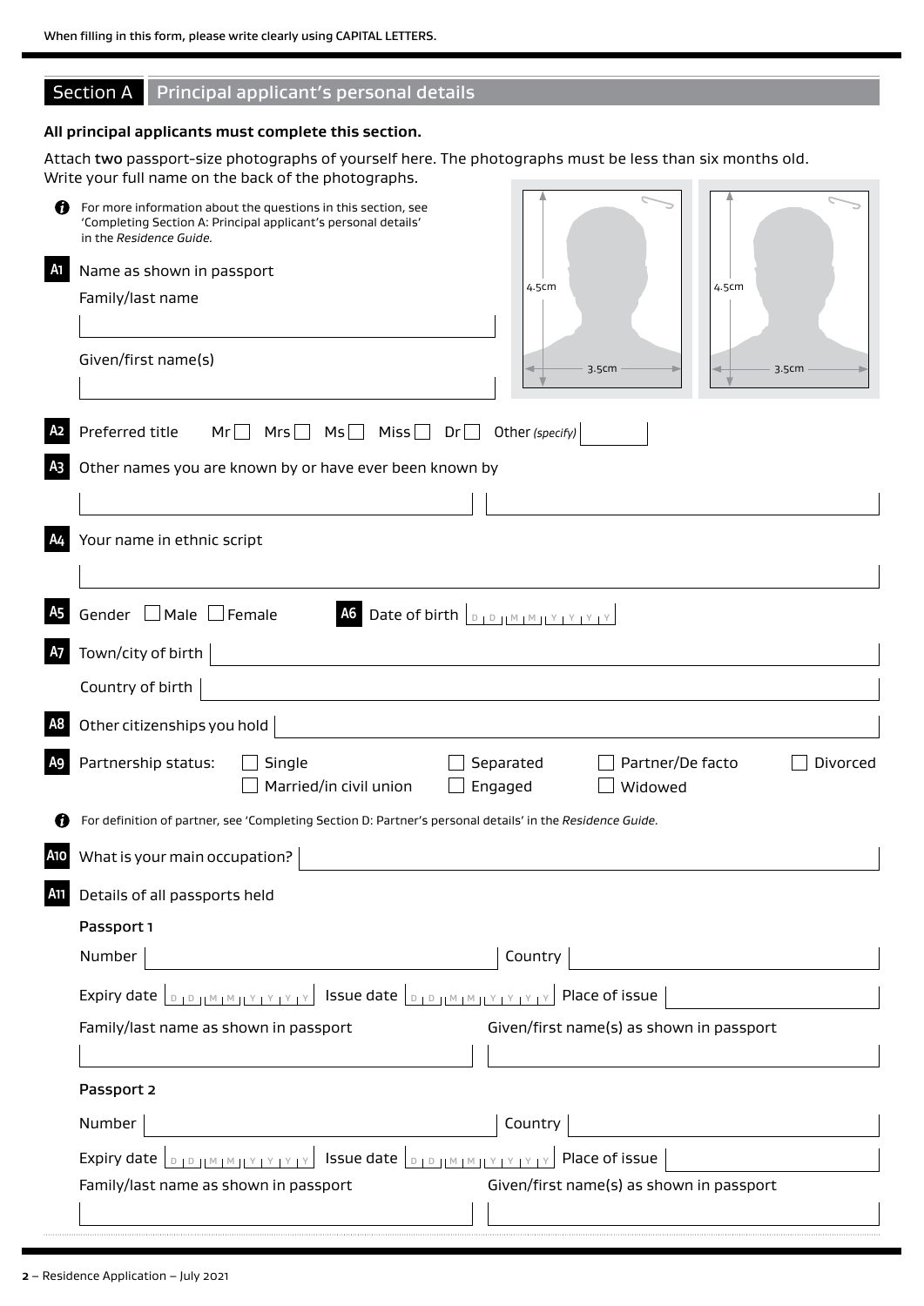When filling in this form, please write clearly using CAPITAL LETTERS.

## Section A Principal applicant's personal details

**All principal applicants must complete this section.**

Attach two passport-size photographs of yourself here. The photographs must be less than six months old. Write your full name on the back of the photographs.

4.5cm / 3.5cm    4.5cm / 3.5cm

For more information about the questions in this section, see 'Completing Section A: Principal applicant's personal details' in the *Residence Guide*.

**A1** Name as shown in passport

Family/last name

Given/first name(s)

**A2** Preferred title Mr ☐ Mrs ☐ Ms ☐ Miss ☐ Dr ☐ Other *(specify)*

**A3** Other names you are known by or have ever been known by

**A4** Your name in ethnic script

**A5** Gender ☐ Male ☐ Female

**A6** Date of birth D D M M Y Y Y Y

**A7** Town/city of birth

Country of birth

**A8** Other citizenships you hold

**A9** Partnership status: ☐ Single ☐ Married/in civil union ☐ Separated ☐ Engaged ☐ Partner/De facto ☐ Widowed ☐ Divorced

For definition of partner, see 'Completing Section D: Partner's personal details' in the *Residence Guide*.

**A10** What is your main occupation?

**A11** Details of all passports held

Passport 1

Number | Country

Expiry date D D M M Y Y Y Y | Issue date D D M M Y Y Y Y | Place of issue

Family/last name as shown in passport | Given/first name(s) as shown in passport

Passport 2

Number | Country

Expiry date D D M M Y Y Y Y | Issue date D D M M Y Y Y Y | Place of issue

Family/last name as shown in passport | Given/first name(s) as shown in passport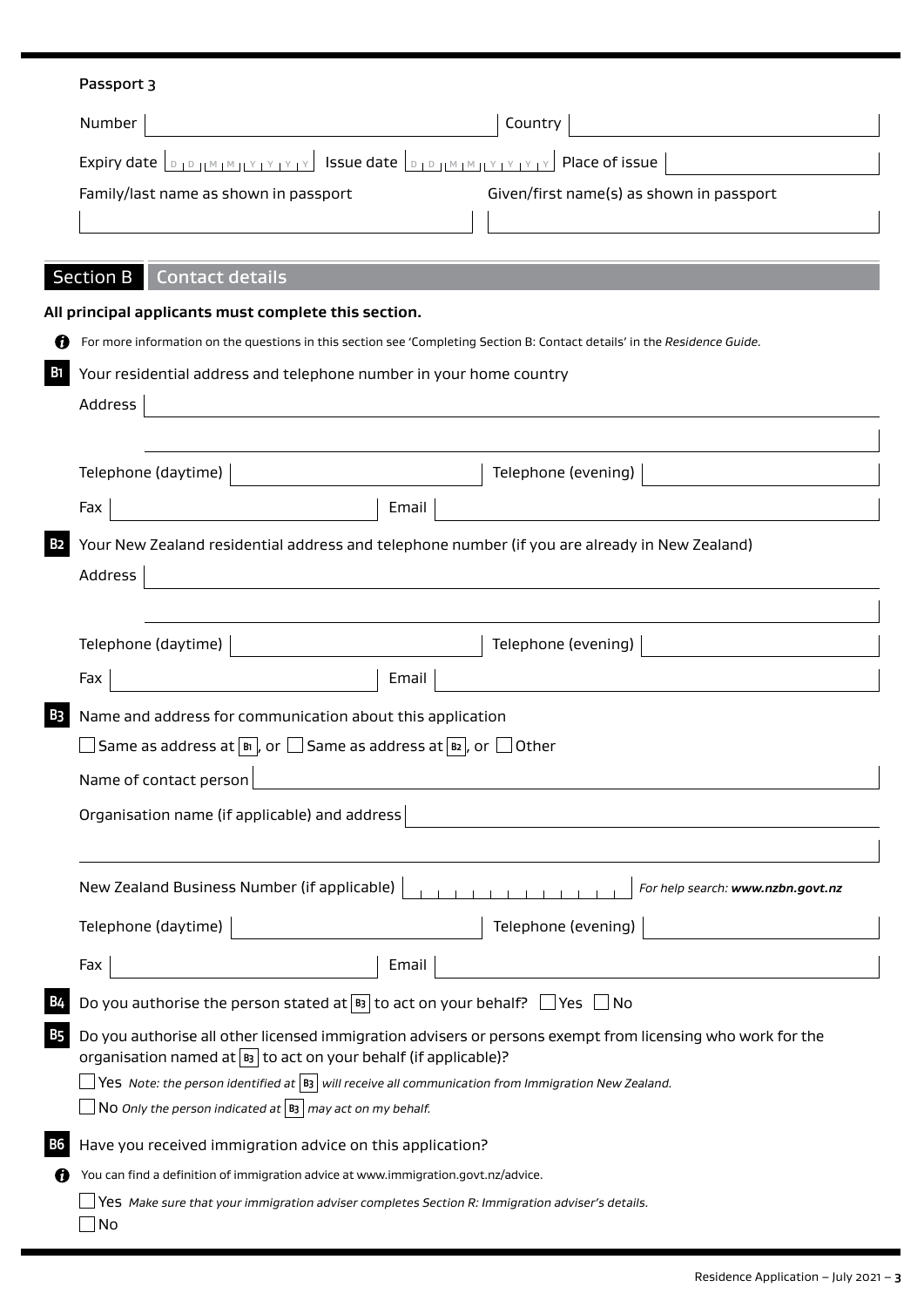Passport 3

Number | Country

Expiry date D D M M Y Y Y Y Issue date D D M M Y Y Y Y Place of issue

Family/last name as shown in passport | Given/first name(s) as shown in passport

## Section B Contact details

**All principal applicants must complete this section.**

For more information on the questions in this section see 'Completing Section B: Contact details' in the *Residence Guide.*

**B1** Your residential address and telephone number in your home country

Address

Telephone (daytime) | Telephone (evening)

Fax | Email

**B2** Your New Zealand residential address and telephone number (if you are already in New Zealand)

Address

Telephone (daytime) | Telephone (evening)

Fax | Email

**B3** Name and address for communication about this application

☐ Same as address at B1, or ☐ Same as address at B2, or ☐ Other

Name of contact person

Organisation name (if applicable) and address

New Zealand Business Number (if applicable) *For help search: **www.nzbn.govt.nz***

Telephone (daytime) | Telephone (evening)

Fax | Email

**B4** Do you authorise the person stated at B3 to act on your behalf? ☐ Yes ☐ No

**B5** Do you authorise all other licensed immigration advisers or persons exempt from licensing who work for the organisation named at B3 to act on your behalf (if applicable)?

☐ Yes *Note: the person identified at B3 will receive all communication from Immigration New Zealand.*

☐ No *Only the person indicated at B3 may act on my behalf.*

**B6** Have you received immigration advice on this application?

You can find a definition of immigration advice at www.immigration.govt.nz/advice.

☐ Yes *Make sure that your immigration adviser completes Section R: Immigration adviser's details.*

☐ No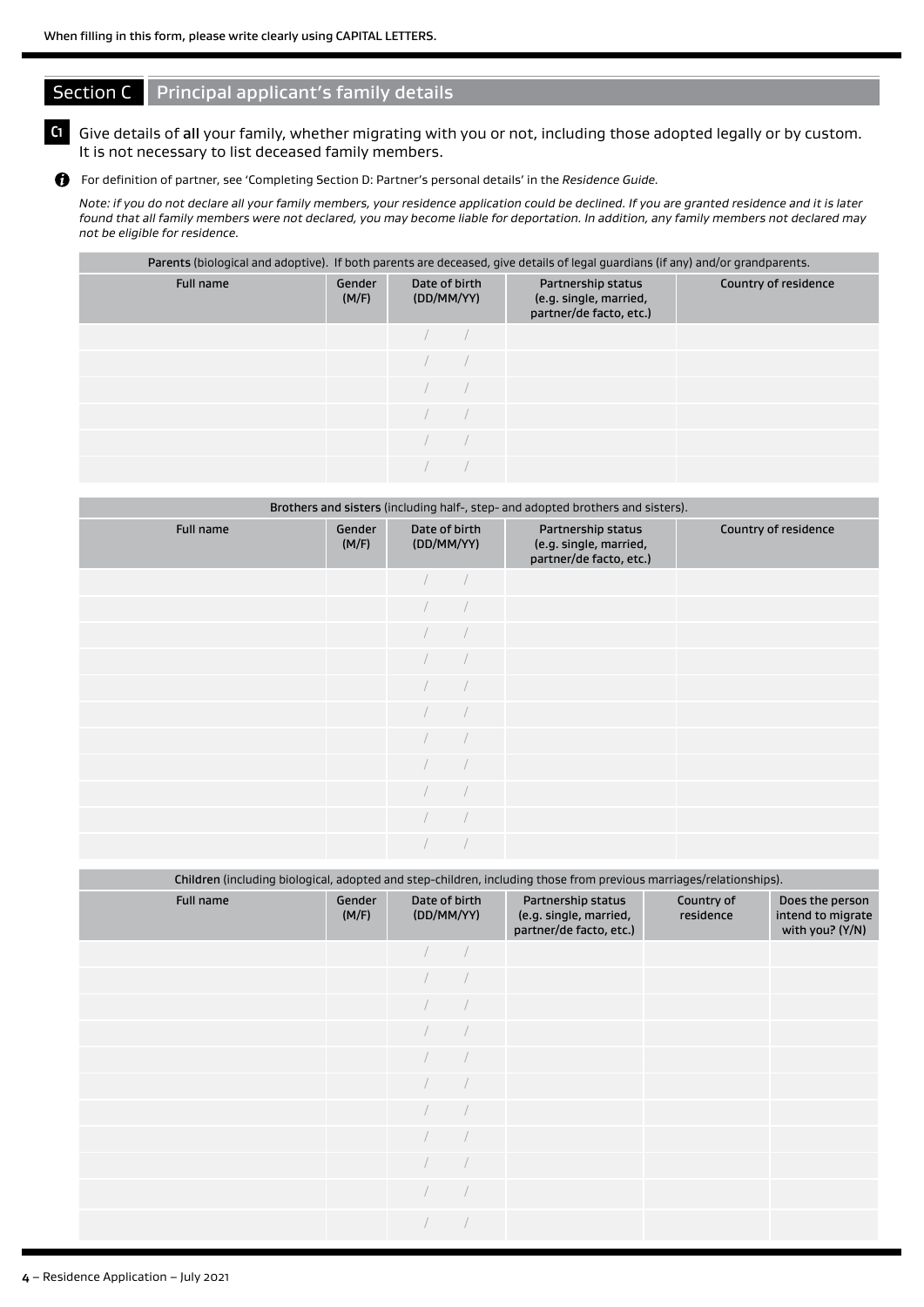When filling in this form, please write clearly using CAPITAL LETTERS.

## Section C Principal applicant's family details

**C1** Give details of **all** your family, whether migrating with you or not, including those adopted legally or by custom. It is not necessary to list deceased family members.

For definition of partner, see 'Completing Section D: Partner's personal details' in the *Residence Guide.*

*Note: if you do not declare all your family members, your residence application could be declined. If you are granted residence and it is later found that all family members were not declared, you may become liable for deportation. In addition, any family members not declared may not be eligible for residence.*

| **Parents** (biological and adoptive). If both parents are deceased, give details of legal guardians (if any) and/or grandparents. | | | | |
|---|---|---|---|---|
| Full name | Gender (M/F) | Date of birth (DD/MM/YY) | Partnership status (e.g. single, married, partner/de facto, etc.) | Country of residence |
| | | / / | | |
| | | / / | | |
| | | / / | | |
| | | / / | | |
| | | / / | | |
| | | / / | | |

| **Brothers and sisters** (including half-, step- and adopted brothers and sisters). | | | | |
|---|---|---|---|---|
| Full name | Gender (M/F) | Date of birth (DD/MM/YY) | Partnership status (e.g. single, married, partner/de facto, etc.) | Country of residence |
| | | / / | | |
| | | / / | | |
| | | / / | | |
| | | / / | | |
| | | / / | | |
| | | / / | | |
| | | / / | | |
| | | / / | | |
| | | / / | | |
| | | / / | | |
| | | / / | | |

| **Children** (including biological, adopted and step-children, including those from previous marriages/relationships). | | | | | |
|---|---|---|---|---|---|
| Full name | Gender (M/F) | Date of birth (DD/MM/YY) | Partnership status (e.g. single, married, partner/de facto, etc.) | Country of residence | Does the person intend to migrate with you? (Y/N) |
| | | / / | | | |
| | | / / | | | |
| | | / / | | | |
| | | / / | | | |
| | | / / | | | |
| | | / / | | | |
| | | / / | | | |
| | | / / | | | |
| | | / / | | | |
| | | / / | | | |
| | | / / | | | |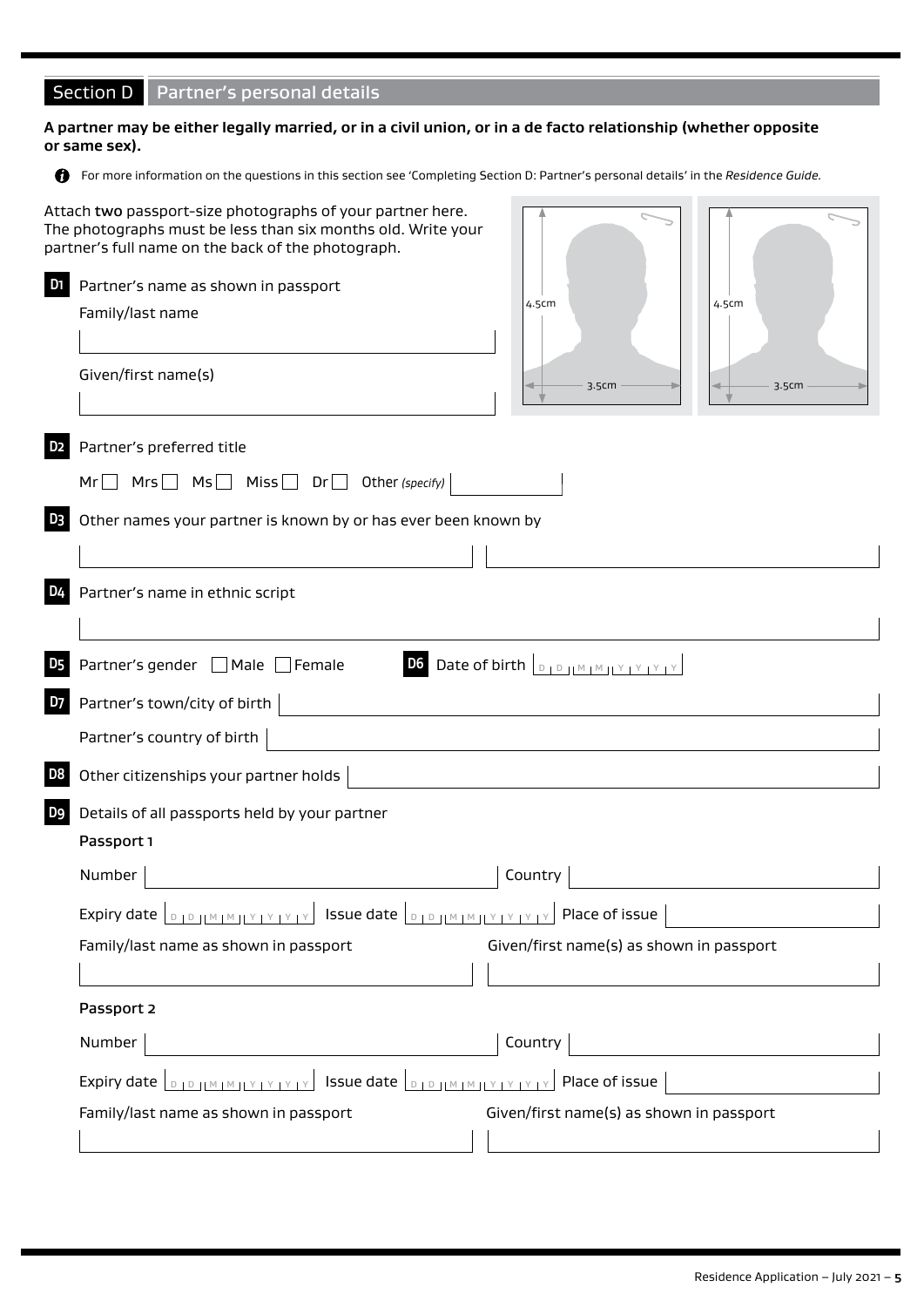## Section D Partner's personal details

**A partner may be either legally married, or in a civil union, or in a de facto relationship (whether opposite or same sex).**

For more information on the questions in this section see 'Completing Section D: Partner's personal details' in the *Residence Guide*.

Attach **two** passport-size photographs of your partner here. The photographs must be less than six months old. Write your partner's full name on the back of the photograph.

4.5cm × 3.5cm    4.5cm × 3.5cm

**D1** Partner's name as shown in passport

Family/last name

Given/first name(s)

**D2** Partner's preferred title

Mr ☐ Mrs ☐ Ms ☐ Miss ☐ Dr ☐ Other *(specify)*

**D3** Other names your partner is known by or has ever been known by

**D4** Partner's name in ethnic script

**D5** Partner's gender ☐ Male ☐ Female

**D6** Date of birth D D M M Y Y Y Y

**D7** Partner's town/city of birth

Partner's country of birth

**D8** Other citizenships your partner holds

**D9** Details of all passports held by your partner

**Passport 1**

Number | Country

Expiry date D D M M Y Y Y Y | Issue date D D M M Y Y Y Y | Place of issue

Family/last name as shown in passport | Given/first name(s) as shown in passport

**Passport 2**

Number | Country

Expiry date D D M M Y Y Y Y | Issue date D D M M Y Y Y Y | Place of issue

Family/last name as shown in passport | Given/first name(s) as shown in passport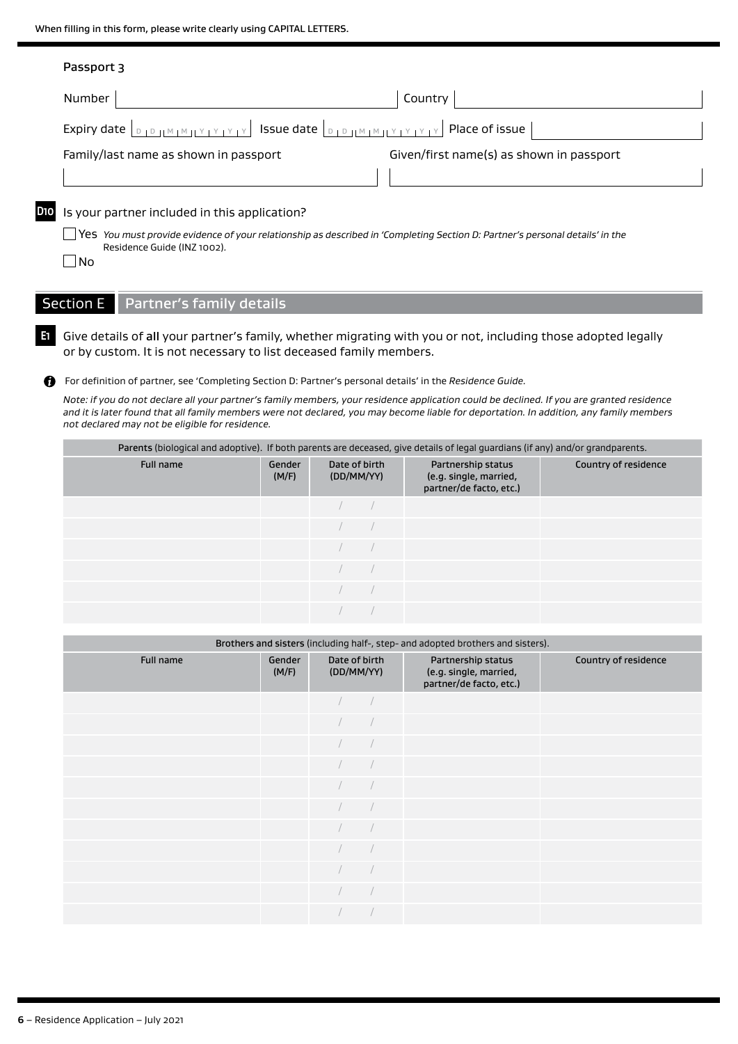When filling in this form, please write clearly using CAPITAL LETTERS.

Passport 3

Number | Country

Expiry date DD MM YYYY | Issue date DD MM YYYY | Place of issue

Family/last name as shown in passport | Given/first name(s) as shown in passport

**D10** Is your partner included in this application?

☐ Yes *You must provide evidence of your relationship as described in 'Completing Section D: Partner's personal details' in the* Residence Guide (INZ 1002).

☐ No

## Section E Partner's family details

**E1** Give details of **all** your partner's family, whether migrating with you or not, including those adopted legally or by custom. It is not necessary to list deceased family members.

For definition of partner, see 'Completing Section D: Partner's personal details' in the *Residence Guide*.

*Note: if you do not declare all your partner's family members, your residence application could be declined. If you are granted residence and it is later found that all family members were not declared, you may become liable for deportation. In addition, any family members not declared may not be eligible for residence.*

| **Parents** (biological and adoptive). If both parents are deceased, give details of legal guardians (if any) and/or grandparents. | | | | |
|---|---|---|---|---|
| Full name | Gender (M/F) | Date of birth (DD/MM/YY) | Partnership status (e.g. single, married, partner/de facto, etc.) | Country of residence |
| | | / / | | |
| | | / / | | |
| | | / / | | |
| | | / / | | |
| | | / / | | |
| | | / / | | |

| **Brothers and sisters** (including half-, step- and adopted brothers and sisters). | | | | |
|---|---|---|---|---|
| Full name | Gender (M/F) | Date of birth (DD/MM/YY) | Partnership status (e.g. single, married, partner/de facto, etc.) | Country of residence |
| | | / / | | |
| | | / / | | |
| | | / / | | |
| | | / / | | |
| | | / / | | |
| | | / / | | |
| | | / / | | |
| | | / / | | |
| | | / / | | |
| | | / / | | |
| | | / / | | |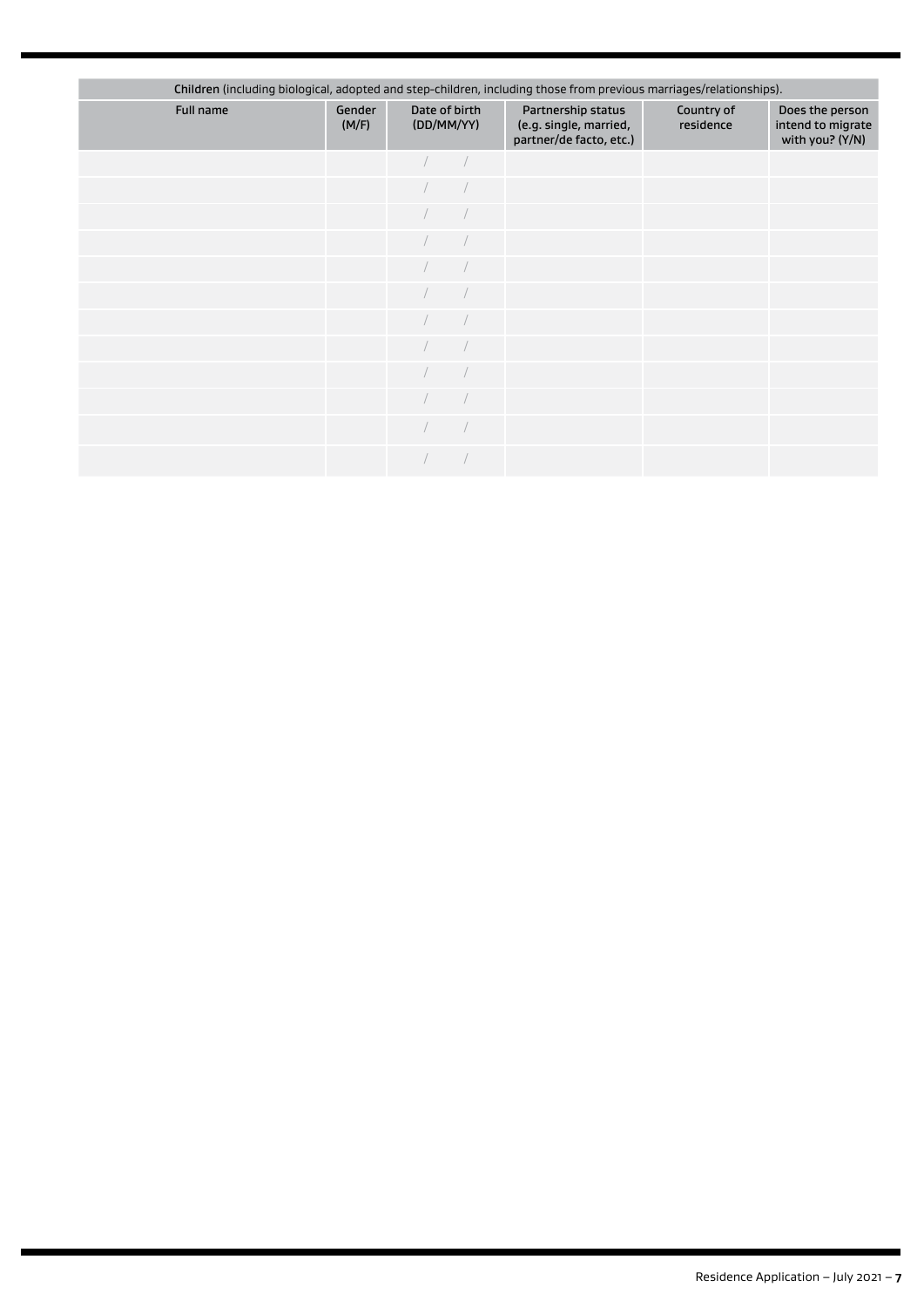| **Children** (including biological, adopted and step-children, including those from previous marriages/relationships). | | | | | |
|---|---|---|---|---|---|
| Full name | Gender (M/F) | Date of birth (DD/MM/YY) | Partnership status (e.g. single, married, partner/de facto, etc.) | Country of residence | Does the person intend to migrate with you? (Y/N) |
| | | / / | | | |
| | | / / | | | |
| | | / / | | | |
| | | / / | | | |
| | | / / | | | |
| | | / / | | | |
| | | / / | | | |
| | | / / | | | |
| | | / / | | | |
| | | / / | | | |
| | | / / | | | |
| | | / / | | | |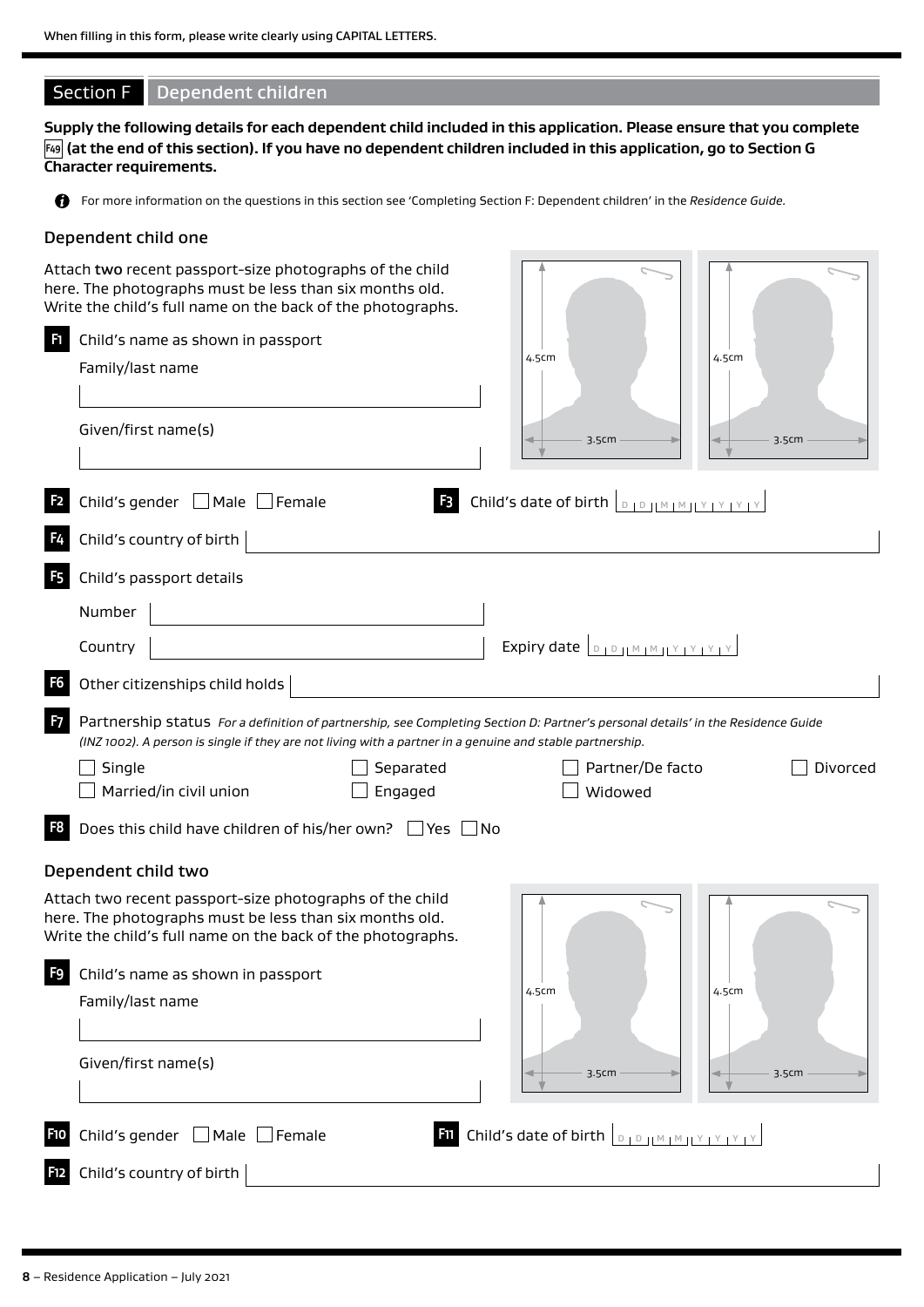When filling in this form, please write clearly using CAPITAL LETTERS.

## Section F Dependent children

**Supply the following details for each dependent child included in this application. Please ensure that you complete F49 (at the end of this section). If you have no dependent children included in this application, go to Section G Character requirements.**

For more information on the questions in this section see 'Completing Section F: Dependent children' in the *Residence Guide*.

### Dependent child one

Attach **two** recent passport-size photographs of the child here. The photographs must be less than six months old. Write the child's full name on the back of the photographs.

4.5cm 3.5cm 4.5cm 3.5cm

**F1** Child's name as shown in passport

Family/last name

Given/first name(s)

**F2** Child's gender ☐ Male ☐ Female

**F3** Child's date of birth D D M M Y Y Y Y

**F4** Child's country of birth

**F5** Child's passport details

Number

Country

Expiry date D D M M Y Y Y Y

**F6** Other citizenships child holds

**F7** Partnership status *For a definition of partnership, see Completing Section D: Partner's personal details' in the Residence Guide (INZ 1002). A person is single if they are not living with a partner in a genuine and stable partnership.*

☐ Single ☐ Separated ☐ Partner/De facto ☐ Divorced

☐ Married/in civil union ☐ Engaged ☐ Widowed

**F8** Does this child have children of his/her own? ☐ Yes ☐ No

### Dependent child two

Attach two recent passport-size photographs of the child here. The photographs must be less than six months old. Write the child's full name on the back of the photographs.

4.5cm 3.5cm 4.5cm 3.5cm

**F9** Child's name as shown in passport

Family/last name

Given/first name(s)

**F10** Child's gender ☐ Male ☐ Female

**F11** Child's date of birth D D M M Y Y Y Y

**F12** Child's country of birth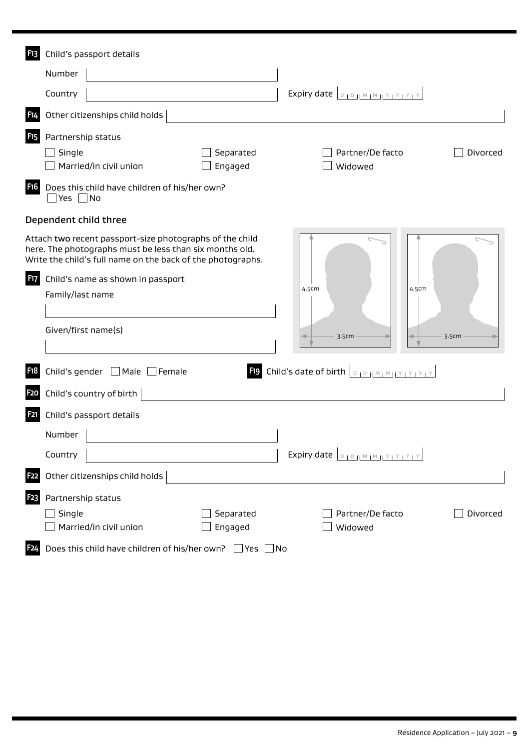**F13** Child's passport details

Number

Country

Expiry date D D M M Y Y Y Y

**F14** Other citizenships child holds

**F15** Partnership status

- [ ] Single
- [ ] Separated
- [ ] Partner/De facto
- [ ] Divorced
- [ ] Married/in civil union
- [ ] Engaged
- [ ] Widowed

**F16** Does this child have children of his/her own?
- [ ] Yes
- [ ] No

## Dependent child three

Attach **two** recent passport-size photographs of the child here. The photographs must be less than six months old. Write the child's full name on the back of the photographs.

4.5cm
3.5cm

4.5cm
3.5cm

**F17** Child's name as shown in passport

Family/last name

Given/first name(s)

**F18** Child's gender
- [ ] Male
- [ ] Female

**F19** Child's date of birth D D M M Y Y Y Y

**F20** Child's country of birth

**F21** Child's passport details

Number

Country

Expiry date D D M M Y Y Y Y

**F22** Other citizenships child holds

**F23** Partnership status

- [ ] Single
- [ ] Separated
- [ ] Partner/De facto
- [ ] Divorced
- [ ] Married/in civil union
- [ ] Engaged
- [ ] Widowed

**F24** Does this child have children of his/her own?
- [ ] Yes
- [ ] No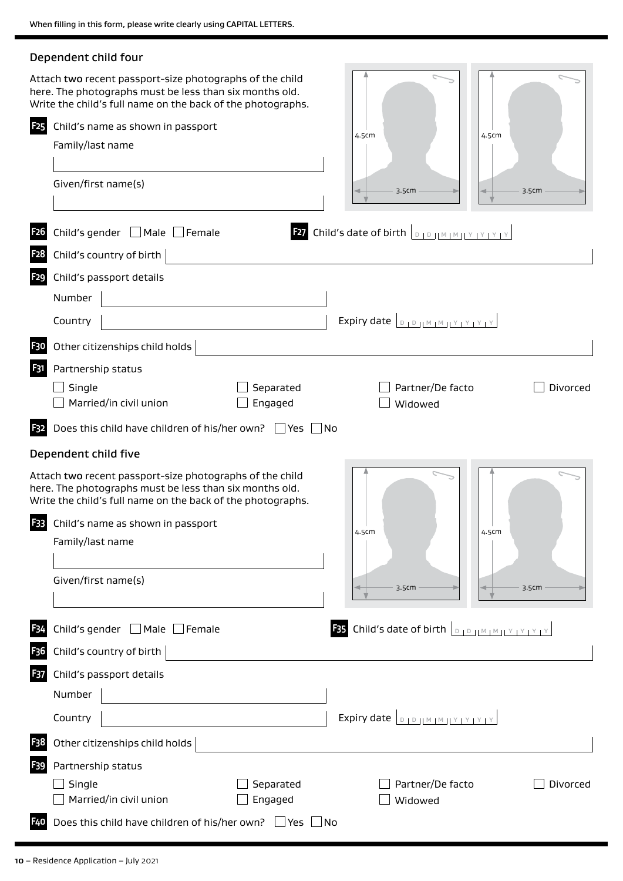When filling in this form, please write clearly using CAPITAL LETTERS.

## Dependent child four

Attach **two** recent passport-size photographs of the child here. The photographs must be less than six months old. Write the child's full name on the back of the photographs.

4.5cm 3.5cm

4.5cm 3.5cm

**F25** Child's name as shown in passport

Family/last name

Given/first name(s)

**F26** Child's gender ☐ Male ☐ Female

**F27** Child's date of birth D D M M Y Y Y Y

**F28** Child's country of birth

**F29** Child's passport details

Number

Country

Expiry date D D M M Y Y Y Y

**F30** Other citizenships child holds

**F31** Partnership status

☐ Single ☐ Separated ☐ Partner/De facto ☐ Divorced

☐ Married/civil union ☐ Engaged ☐ Widowed

**F32** Does this child have children of his/her own? ☐ Yes ☐ No

## Dependent child five

Attach **two** recent passport-size photographs of the child here. The photographs must be less than six months old. Write the child's full name on the back of the photographs.

4.5cm 3.5cm

4.5cm 3.5cm

**F33** Child's name as shown in passport

Family/last name

Given/first name(s)

**F34** Child's gender ☐ Male ☐ Female

**F35** Child's date of birth D D M M Y Y Y Y

**F36** Child's country of birth

**F37** Child's passport details

Number

Country

Expiry date D D M M Y Y Y Y

**F38** Other citizenships child holds

**F39** Partnership status

☐ Single ☐ Separated ☐ Partner/De facto ☐ Divorced

☐ Married/civil union ☐ Engaged ☐ Widowed

**F40** Does this child have children of his/her own? ☐ Yes ☐ No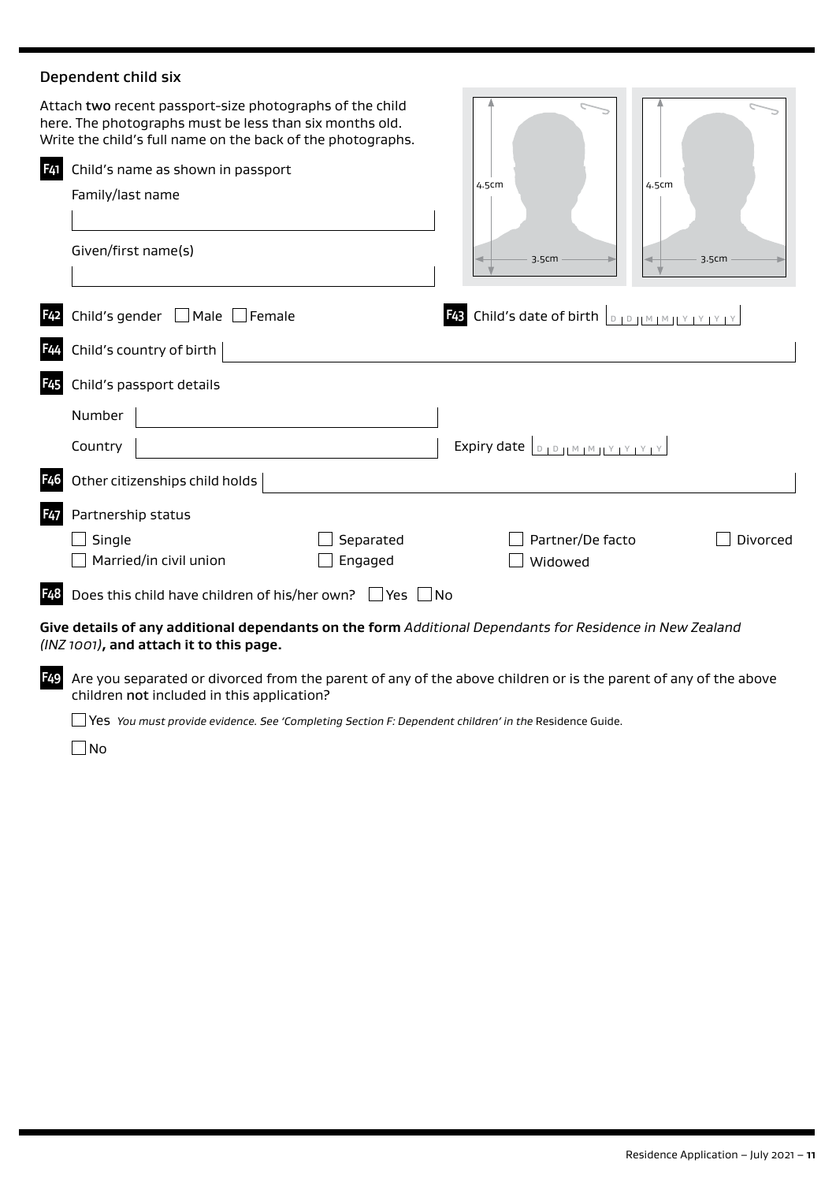## Dependent child six

Attach **two** recent passport-size photographs of the child here. The photographs must be less than six months old. Write the child's full name on the back of the photographs.

4.5cm
3.5cm

4.5cm
3.5cm

**F41** Child's name as shown in passport

Family/last name

Given/first name(s)

**F42** Child's gender ☐ Male ☐ Female

**F43** Child's date of birth D D M M Y Y Y Y

**F44** Child's country of birth

**F45** Child's passport details

Number

Country

Expiry date D D M M Y Y Y Y

**F46** Other citizenships child holds

**F47** Partnership status

☐ Single
☐ Married/in civil union
☐ Separated
☐ Engaged
☐ Partner/De facto
☐ Widowed
☐ Divorced

**F48** Does this child have children of his/her own? ☐ Yes ☐ No

**Give details of any additional dependants on the form** *Additional Dependants for Residence in New Zealand (INZ 1001)*, **and attach it to this page.**

**F49** Are you separated or divorced from the parent of any of the above children or is the parent of any of the above children **not** included in this application?

☐ Yes *You must provide evidence. See 'Completing Section F: Dependent children' in the* Residence Guide.

☐ No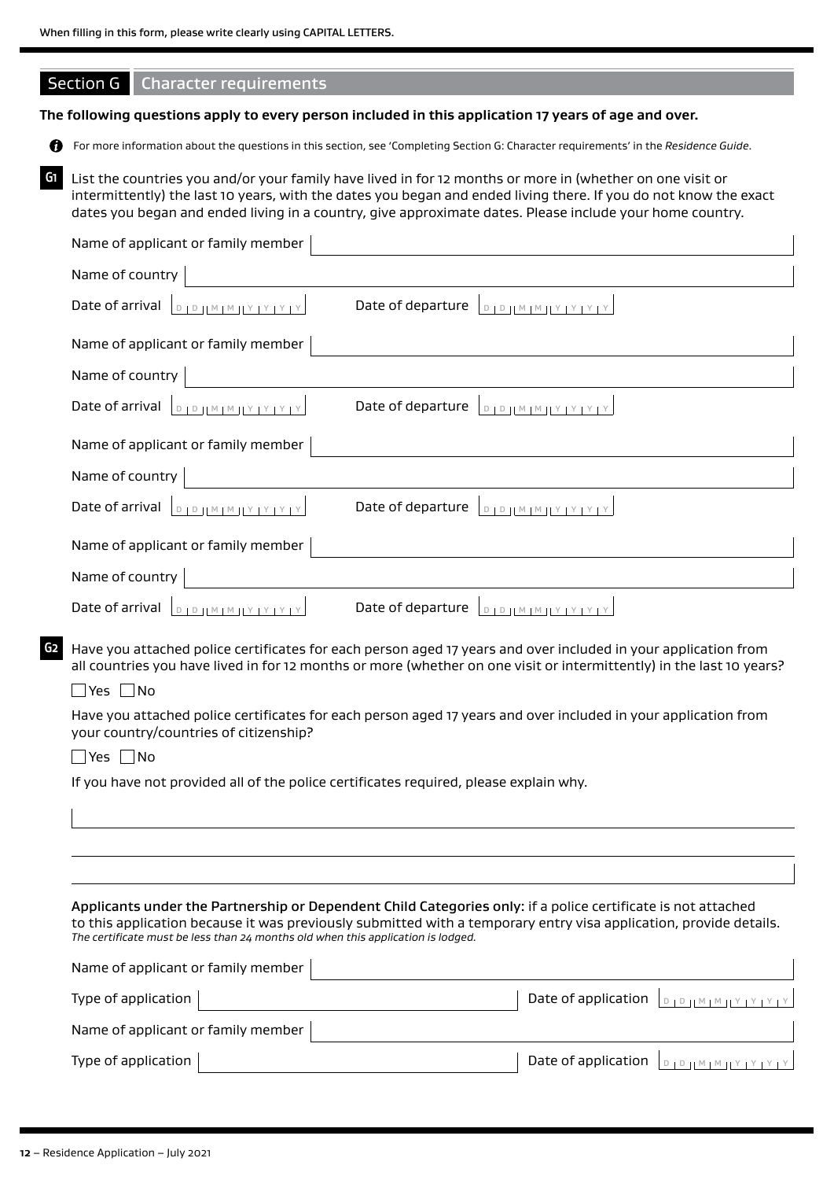When filling in this form, please write clearly using CAPITAL LETTERS.

## Section G Character requirements

**The following questions apply to every person included in this application 17 years of age and over.**

For more information about the questions in this section, see 'Completing Section G: Character requirements' in the *Residence Guide*.

**G1** List the countries you and/or your family have lived in for 12 months or more in (whether on one visit or intermittently) the last 10 years, with the dates you began and ended living there. If you do not know the exact dates you began and ended living in a country, give approximate dates. Please include your home country.

Name of applicant or family member

Name of country

Date of arrival DD MM YYYY Date of departure DD MM YYYY

Name of applicant or family member

Name of country

Date of arrival DD MM YYYY Date of departure DD MM YYYY

Name of applicant or family member

Name of country

Date of arrival DD MM YYYY Date of departure DD MM YYYY

Name of applicant or family member

Name of country

Date of arrival DD MM YYYY Date of departure DD MM YYYY

**G2** Have you attached police certificates for each person aged 17 years and over included in your application from all countries you have lived in for 12 months or more (whether on one visit or intermittently) in the last 10 years?

☐ Yes ☐ No

Have you attached police certificates for each person aged 17 years and over included in your application from your country/countries of citizenship?

☐ Yes ☐ No

If you have not provided all of the police certificates required, please explain why.

Applicants under the Partnership or Dependent Child Categories only: if a police certificate is not attached to this application because it was previously submitted with a temporary entry visa application, provide details.
*The certificate must be less than 24 months old when this application is lodged.*

Name of applicant or family member

Type of application Date of application DD MM YYYY

Name of applicant or family member

Type of application Date of application DD MM YYYY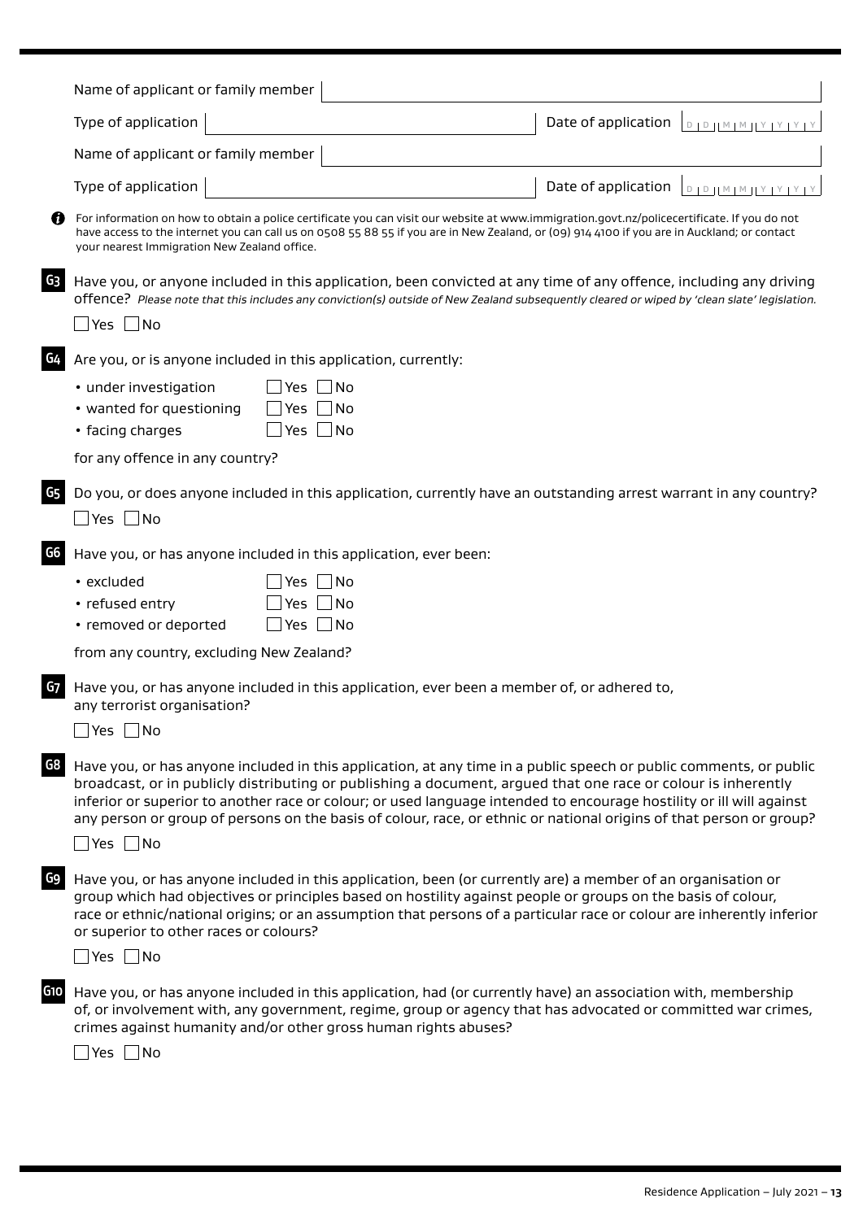Name of applicant or family member

Type of application | Date of application D D M M Y Y Y Y

Name of applicant or family member

Type of application | Date of application D D M M Y Y Y Y

For information on how to obtain a police certificate you can visit our website at www.immigration.govt.nz/policecertificate. If you do not have access to the internet you can call us on 0508 55 88 55 if you are in New Zealand, or (09) 914 4100 if you are in Auckland; or contact your nearest Immigration New Zealand office.

**G3** Have you, or anyone included in this application, been convicted at any time of any offence, including any driving offence? *Please note that this includes any conviction(s) outside of New Zealand subsequently cleared or wiped by 'clean slate' legislation.*

☐ Yes ☐ No

**G4** Are you, or is anyone included in this application, currently:

- under investigation ☐ Yes ☐ No
- wanted for questioning ☐ Yes ☐ No
- facing charges ☐ Yes ☐ No

for any offence in any country?

**G5** Do you, or does anyone included in this application, currently have an outstanding arrest warrant in any country?

☐ Yes ☐ No

**G6** Have you, or has anyone included in this application, ever been:

- excluded ☐ Yes ☐ No
- refused entry ☐ Yes ☐ No
- removed or deported ☐ Yes ☐ No

from any country, excluding New Zealand?

**G7** Have you, or has anyone included in this application, ever been a member of, or adhered to, any terrorist organisation?

☐ Yes ☐ No

**G8** Have you, or has anyone included in this application, at any time in a public speech or public comments, or public broadcast, or in publicly distributing or publishing a document, argued that one race or colour is inherently inferior or superior to another race or colour; or used language intended to encourage hostility or ill will against any person or group of persons on the basis of colour, race, or ethnic or national origins of that person or group?

☐ Yes ☐ No

**G9** Have you, or has anyone included in this application, been (or currently are) a member of an organisation or group which had objectives or principles based on hostility against people or groups on the basis of colour, race or ethnic/national origins; or an assumption that persons of a particular race or colour are inherently inferior or superior to other races or colours?

☐ Yes ☐ No

**G10** Have you, or has anyone included in this application, had (or currently have) an association with, membership of, or involvement with, any government, regime, group or agency that has advocated or committed war crimes, crimes against humanity and/or other gross human rights abuses?

☐ Yes ☐ No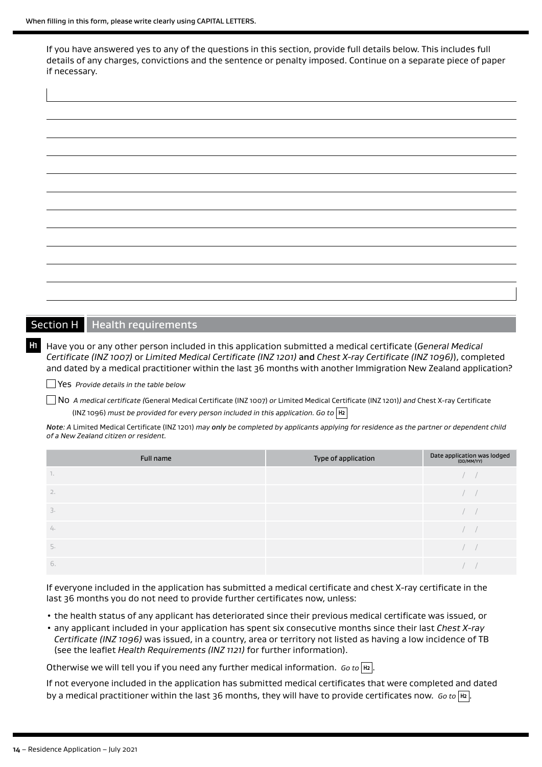When filling in this form, please write clearly using CAPITAL LETTERS.

If you have answered yes to any of the questions in this section, provide full details below. This includes full details of any charges, convictions and the sentence or penalty imposed. Continue on a separate piece of paper if necessary.

## Section H Health requirements

**H1** Have you or any other person included in this application submitted a medical certificate (*General Medical Certificate (INZ 1007)* or *Limited Medical Certificate (INZ 1201)* and *Chest X-ray Certificate (INZ 1096)*), completed and dated by a medical practitioner within the last 36 months with another Immigration New Zealand application?

☐ Yes *Provide details in the table below*

☐ No *A medical certificate (*General Medical Certificate (INZ 1007) *or* Limited Medical Certificate (INZ 1201)*) and* Chest X-ray Certificate (INZ 1096) *must be provided for every person included in this application. Go to* **H2**

*Note: A* Limited Medical Certificate (INZ 1201) *may* ***only*** *be completed by applicants applying for residence as the partner or dependent child of a New Zealand citizen or resident.*

| Full name | Type of application | Date application was lodged (DD/MM/YY) |
|---|---|---|
| 1. | | / / |
| 2. | | / / |
| 3. | | / / |
| 4. | | / / |
| 5. | | / / |
| 6. | | / / |

If everyone included in the application has submitted a medical certificate and chest X-ray certificate in the last 36 months you do not need to provide further certificates now, unless:

- the health status of any applicant has deteriorated since their previous medical certificate was issued, or
- any applicant included in your application has spent six consecutive months since their last *Chest X-ray Certificate (INZ 1096)* was issued, in a country, area or territory not listed as having a low incidence of TB (see the leaflet *Health Requirements (INZ 1121)* for further information).

Otherwise we will tell you if you need any further medical information. *Go to* **H2**.

If not everyone included in the application has submitted medical certificates that were completed and dated by a medical practitioner within the last 36 months, they will have to provide certificates now. *Go to* **H2**.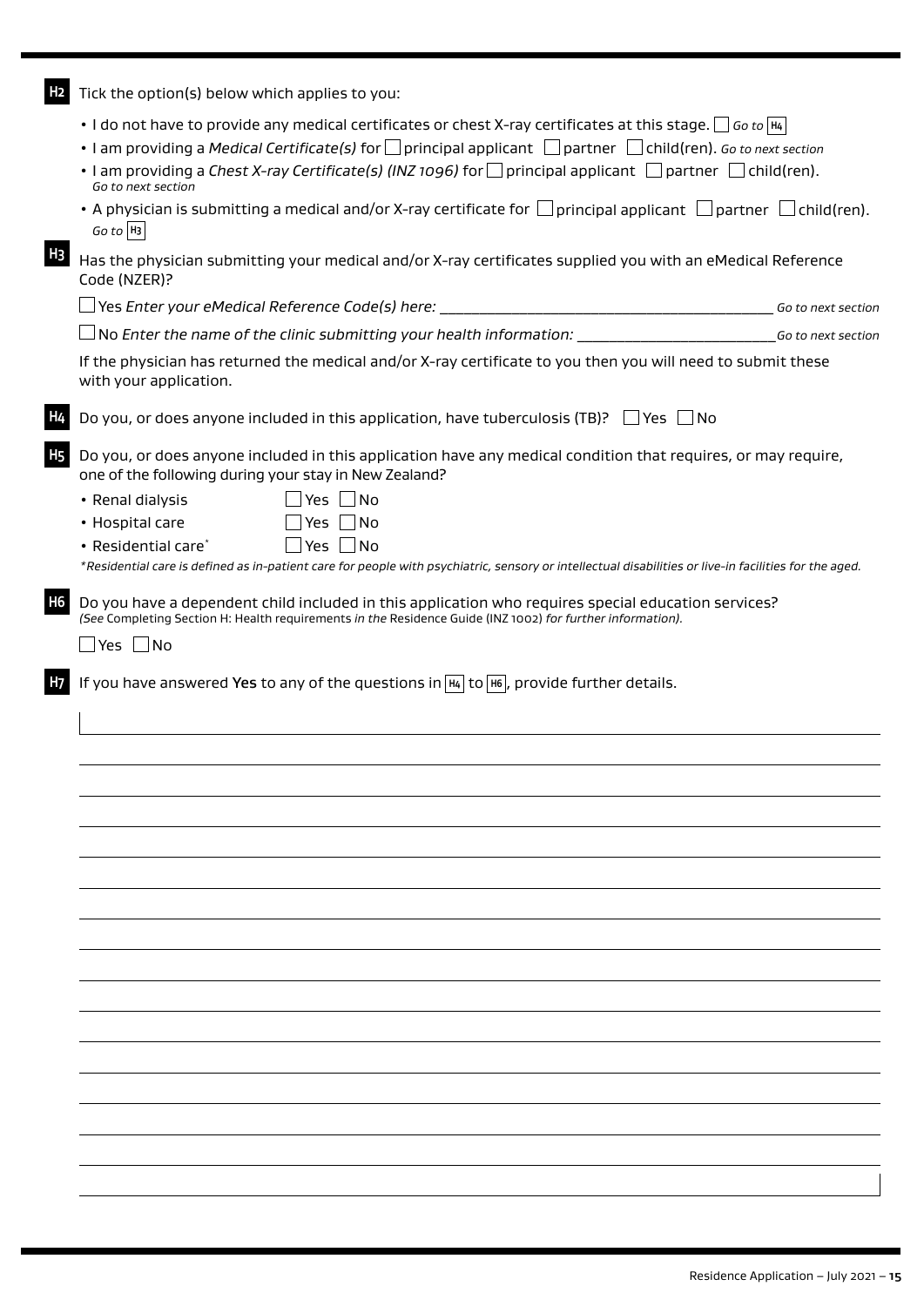**H2** Tick the option(s) below which applies to you:

- I do not have to provide any medical certificates or chest X-ray certificates at this stage. ☐ *Go to* **H4**
- I am providing a *Medical Certificate(s)* for ☐ principal applicant ☐ partner ☐ child(ren). *Go to next section*
- I am providing a *Chest X-ray Certificate(s) (INZ 1096)* for ☐ principal applicant ☐ partner ☐ child(ren). *Go to next section*
- A physician is submitting a medical and/or X-ray certificate for ☐ principal applicant ☐ partner ☐ child(ren). *Go to* **H3**

**H3** Has the physician submitting your medical and/or X-ray certificates supplied you with an eMedical Reference Code (NZER)?

☐ Yes *Enter your eMedical Reference Code(s) here:* ______________________________ *Go to next section*

☐ No *Enter the name of the clinic submitting your health information:* ______________________________ *Go to next section*

If the physician has returned the medical and/or X-ray certificate to you then you will need to submit these with your application.

**H4** Do you, or does anyone included in this application, have tuberculosis (TB)? ☐ Yes ☐ No

**H5** Do you, or does anyone included in this application have any medical condition that requires, or may require, one of the following during your stay in New Zealand?

- Renal dialysis ☐ Yes ☐ No
- Hospital care ☐ Yes ☐ No
- Residential care* ☐ Yes ☐ No

*\*Residential care is defined as in-patient care for people with psychiatric, sensory or intellectual disabilities or live-in facilities for the aged.*

**H6** Do you have a dependent child included in this application who requires special education services?
*(See* Completing Section H: Health requirements *in the* Residence Guide (INZ 1002) *for further information).*

☐ Yes ☐ No

**H7** If you have answered **Yes** to any of the questions in **H4** to **H6**, provide further details.

______________________________________________________________________

______________________________________________________________________

______________________________________________________________________

______________________________________________________________________

______________________________________________________________________

______________________________________________________________________

______________________________________________________________________

______________________________________________________________________

______________________________________________________________________

______________________________________________________________________

______________________________________________________________________

______________________________________________________________________

______________________________________________________________________

______________________________________________________________________

______________________________________________________________________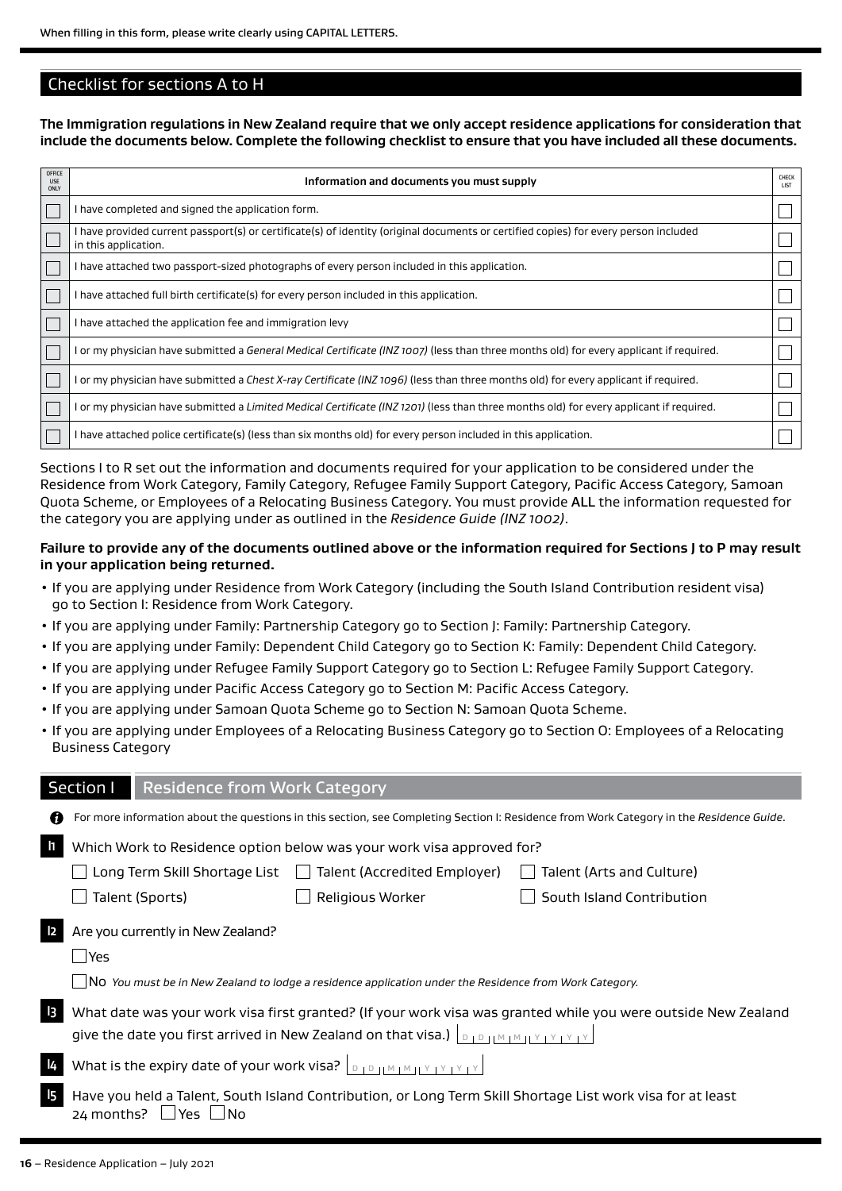When filling in this form, please write clearly using CAPITAL LETTERS.

## Checklist for sections A to H

**The Immigration regulations in New Zealand require that we only accept residence applications for consideration that include the documents below. Complete the following checklist to ensure that you have included all these documents.**

| OFFICE USE ONLY | Information and documents you must supply | CHECK LIST |
|---|---|---|
| ☐ | I have completed and signed the application form. | ☐ |
| ☐ | I have provided current passport(s) or certificate(s) of identity (original documents or certified copies) for every person included in this application. | ☐ |
| ☐ | I have attached two passport-sized photographs of every person included in this application. | ☐ |
| ☐ | I have attached full birth certificate(s) for every person included in this application. | ☐ |
| ☐ | I have attached the application fee and immigration levy | ☐ |
| ☐ | I or my physician have submitted a *General Medical Certificate (INZ 1007)* (less than three months old) for every applicant if required. | ☐ |
| ☐ | I or my physician have submitted a *Chest X-ray Certificate (INZ 1096)* (less than three months old) for every applicant if required. | ☐ |
| ☐ | I or my physician have submitted a *Limited Medical Certificate (INZ 1201)* (less than three months old) for every applicant if required. | ☐ |
| ☐ | I have attached police certificate(s) (less than six months old) for every person included in this application. | ☐ |

Sections I to R set out the information and documents required for your application to be considered under the Residence from Work Category, Family Category, Refugee Family Support Category, Pacific Access Category, Samoan Quota Scheme, or Employees of a Relocating Business Category. You must provide **ALL** the information requested for the category you are applying under as outlined in the *Residence Guide (INZ 1002)*.

**Failure to provide any of the documents outlined above or the information required for Sections J to P may result in your application being returned.**

- If you are applying under Residence from Work Category (including the South Island Contribution resident visa) go to Section I: Residence from Work Category.
- If you are applying under Family: Partnership Category go to Section J: Family: Partnership Category.
- If you are applying under Family: Dependent Child Category go to Section K: Family: Dependent Child Category.
- If you are applying under Refugee Family Support Category go to Section L: Refugee Family Support Category.
- If you are applying under Pacific Access Category go to Section M: Pacific Access Category.
- If you are applying under Samoan Quota Scheme go to Section N: Samoan Quota Scheme.
- If you are applying under Employees of a Relocating Business Category go to Section O: Employees of a Relocating Business Category

## Section I Residence from Work Category

For more information about the questions in this section, see Completing Section I: Residence from Work Category in the *Residence Guide*.

**I1** Which Work to Residence option below was your work visa approved for?

☐ Long Term Skill Shortage List ☐ Talent (Accredited Employer) ☐ Talent (Arts and Culture)
☐ Talent (Sports) ☐ Religious Worker ☐ South Island Contribution

**I2** Are you currently in New Zealand?

☐ Yes

☐ No *You must be in New Zealand to lodge a residence application under the Residence from Work Category.*

**I3** What date was your work visa first granted? (If your work visa was granted while you were outside New Zealand give the date you first arrived in New Zealand on that visa.) D D M M Y Y Y Y

**I4** What is the expiry date of your work visa? D D M M Y Y Y Y

**I5** Have you held a Talent, South Island Contribution, or Long Term Skill Shortage List work visa for at least 24 months? ☐ Yes ☐ No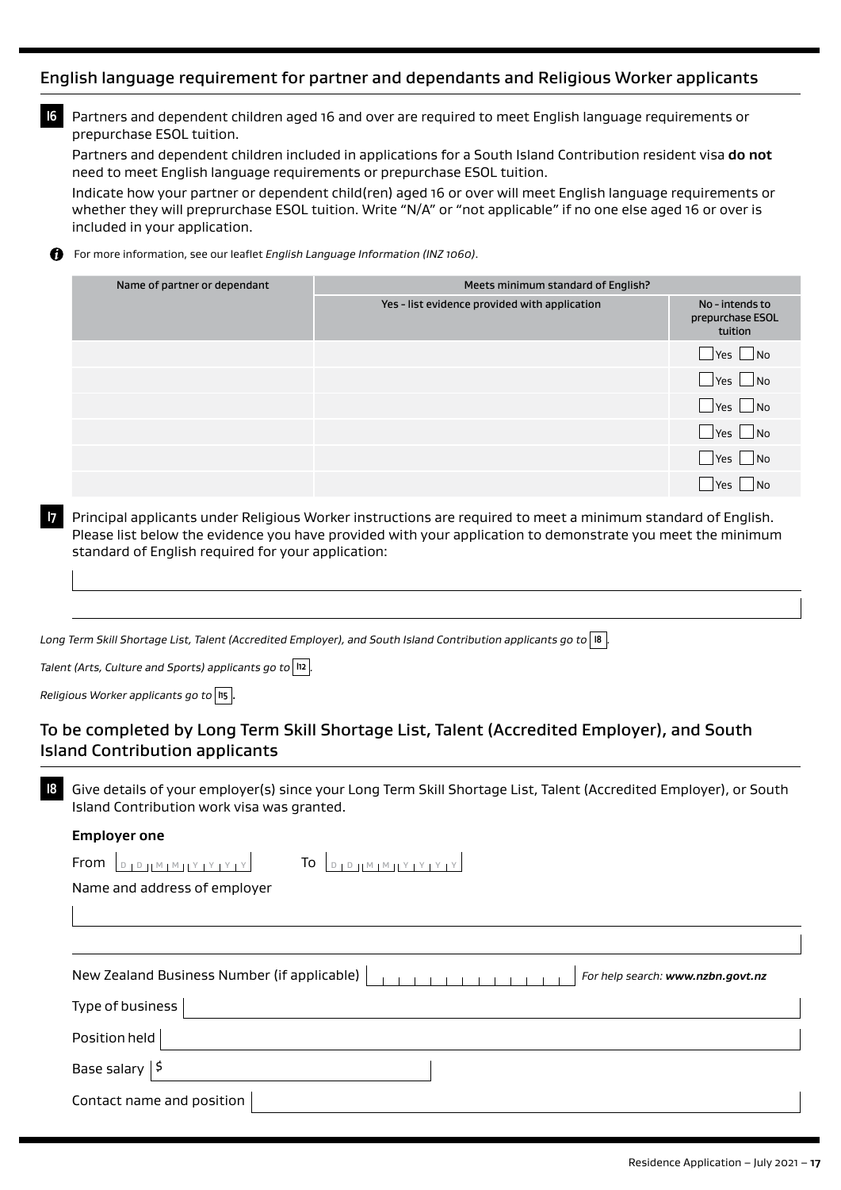## English language requirement for partner and dependants and Religious Worker applicants

**I6** Partners and dependent children aged 16 and over are required to meet English language requirements or prepurchase ESOL tuition.

Partners and dependent children included in applications for a South Island Contribution resident visa **do not** need to meet English language requirements or prepurchase ESOL tuition.

Indicate how your partner or dependent child(ren) aged 16 or over will meet English language requirements or whether they will preprurchase ESOL tuition. Write "N/A" or "not applicable" if no one else aged 16 or over is included in your application.

For more information, see our leaflet *English Language Information (INZ 1060)*.

| Name of partner or dependant | Meets minimum standard of English? | |
|---|---|---|
| | Yes - list evidence provided with application | No - intends to prepurchase ESOL tuition |
| | | ☐ Yes ☐ No |
| | | ☐ Yes ☐ No |
| | | ☐ Yes ☐ No |
| | | ☐ Yes ☐ No |
| | | ☐ Yes ☐ No |
| | | ☐ Yes ☐ No |

**I7** Principal applicants under Religious Worker instructions are required to meet a minimum standard of English. Please list below the evidence you have provided with your application to demonstrate you meet the minimum standard of English required for your application:

_______________________________________________

_______________________________________________

*Long Term Skill Shortage List, Talent (Accredited Employer), and South Island Contribution applicants go to* **I8**.

*Talent (Arts, Culture and Sports) applicants go to* **I12**.

*Religious Worker applicants go to* **I15**.

## To be completed by Long Term Skill Shortage List, Talent (Accredited Employer), and South Island Contribution applicants

**I8** Give details of your employer(s) since your Long Term Skill Shortage List, Talent (Accredited Employer), or South Island Contribution work visa was granted.

**Employer one**

From DD MM YYYY To DD MM YYYY

Name and address of employer

_______________________________________________

_______________________________________________

New Zealand Business Number (if applicable) _______________ *For help search:* ***www.nzbn.govt.nz***

Type of business _______________

Position held _______________

Base salary $ _______________

Contact name and position _______________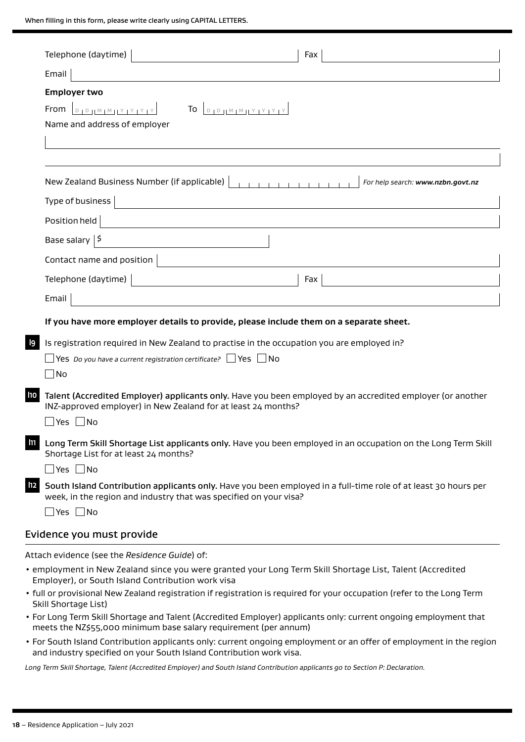When filling in this form, please write clearly using CAPITAL LETTERS.

Telephone (daytime) Fax

Email

**Employer two**

From DD MM YYYY To DD MM YYYY

Name and address of employer

New Zealand Business Number (if applicable) *For help search: **www.nzbn.govt.nz***

Type of business

Position held

Base salary $

Contact name and position

Telephone (daytime) Fax

Email

**If you have more employer details to provide, please include them on a separate sheet.**

**l9** Is registration required in New Zealand to practise in the occupation you are employed in?

☐ Yes *Do you have a current registration certificate?* ☐ Yes ☐ No

☐ No

**l10** **Talent (Accredited Employer) applicants only.** Have you been employed by an accredited employer (or another INZ-approved employer) in New Zealand for at least 24 months?

☐ Yes ☐ No

**l11** **Long Term Skill Shortage List applicants only.** Have you been employed in an occupation on the Long Term Skill Shortage List for at least 24 months?

☐ Yes ☐ No

**l12** **South Island Contribution applicants only.** Have you been employed in a full-time role of at least 30 hours per week, in the region and industry that was specified on your visa?

☐ Yes ☐ No

## Evidence you must provide

Attach evidence (see the *Residence Guide*) of:

- employment in New Zealand since you were granted your Long Term Skill Shortage List, Talent (Accredited Employer), or South Island Contribution work visa
- full or provisional New Zealand registration if registration is required for your occupation (refer to the Long Term Skill Shortage List)
- For Long Term Skill Shortage and Talent (Accredited Employer) applicants only: current ongoing employment that meets the NZ$55,000 minimum base salary requirement (per annum)
- For South Island Contribution applicants only: current ongoing employment or an offer of employment in the region and industry specified on your South Island Contribution work visa.

*Long Term Skill Shortage, Talent (Accredited Employer) and South Island Contribution applicants go to Section P: Declaration.*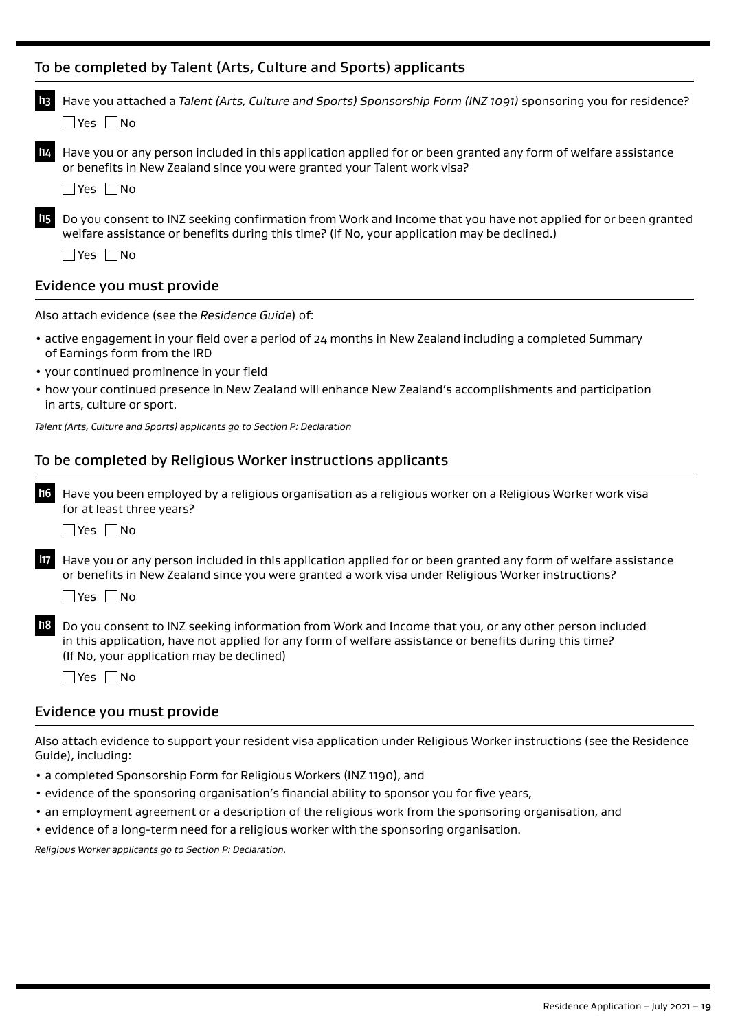## To be completed by Talent (Arts, Culture and Sports) applicants

**h13** Have you attached a *Talent (Arts, Culture and Sports) Sponsorship Form (INZ 1091)* sponsoring you for residence?

☐ Yes ☐ No

**h14** Have you or any person included in this application applied for or been granted any form of welfare assistance or benefits in New Zealand since you were granted your Talent work visa?

☐ Yes ☐ No

**h15** Do you consent to INZ seeking confirmation from Work and Income that you have not applied for or been granted welfare assistance or benefits during this time? (If **No**, your application may be declined.)

☐ Yes ☐ No

## Evidence you must provide

Also attach evidence (see the *Residence Guide*) of:

- active engagement in your field over a period of 24 months in New Zealand including a completed Summary of Earnings form from the IRD
- your continued prominence in your field
- how your continued presence in New Zealand will enhance New Zealand's accomplishments and participation in arts, culture or sport.

*Talent (Arts, Culture and Sports) applicants go to Section P: Declaration*

## To be completed by Religious Worker instructions applicants

**h16** Have you been employed by a religious organisation as a religious worker on a Religious Worker work visa for at least three years?

☐ Yes ☐ No

**h17** Have you or any person included in this application applied for or been granted any form of welfare assistance or benefits in New Zealand since you were granted a work visa under Religious Worker instructions?

☐ Yes ☐ No

**h18** Do you consent to INZ seeking information from Work and Income that you, or any other person included in this application, have not applied for any form of welfare assistance or benefits during this time? (If No, your application may be declined)

☐ Yes ☐ No

## Evidence you must provide

Also attach evidence to support your resident visa application under Religious Worker instructions (see the Residence Guide), including:

- a completed Sponsorship Form for Religious Workers (INZ 1190), and
- evidence of the sponsoring organisation's financial ability to sponsor you for five years,
- an employment agreement or a description of the religious work from the sponsoring organisation, and
- evidence of a long-term need for a religious worker with the sponsoring organisation.

*Religious Worker applicants go to Section P: Declaration.*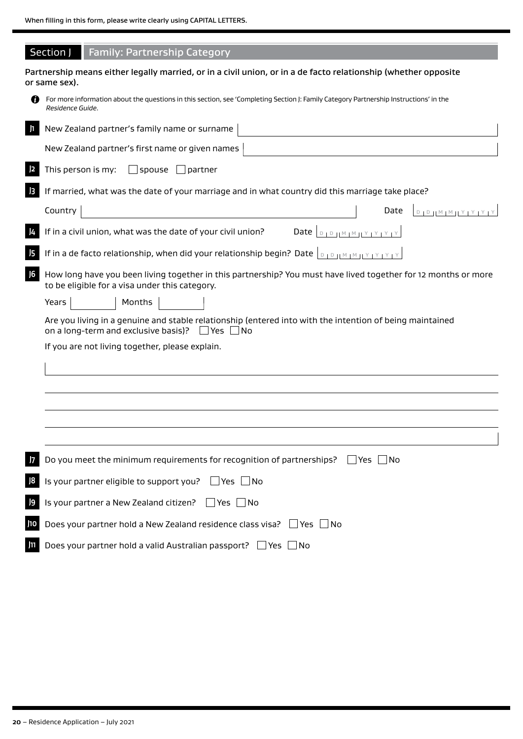When filling in this form, please write clearly using CAPITAL LETTERS.

## Section J Family: Partnership Category

**Partnership means either legally married, or in a civil union, or in a de facto relationship (whether opposite or same sex).**

For more information about the questions in this section, see 'Completing Section J: Family Category Partnership Instructions' in the *Residence Guide*.

**J1** New Zealand partner's family name or surname

New Zealand partner's first name or given names

**J2** This person is my: ☐ spouse ☐ partner

**J3** If married, what was the date of your marriage and in what country did this marriage take place?

Country ______ Date DD MM YYYY

**J4** If in a civil union, what was the date of your civil union? Date DD MM YYYY

**J5** If in a de facto relationship, when did your relationship begin? Date DD MM YYYY

**J6** How long have you been living together in this partnership? You must have lived together for 12 months or more to be eligible for a visa under this category.

Years ______ Months ______

Are you living in a genuine and stable relationship (entered into with the intention of being maintained on a long-term and exclusive basis)? ☐ Yes ☐ No

If you are not living together, please explain.

**J7** Do you meet the minimum requirements for recognition of partnerships? ☐ Yes ☐ No

**J8** Is your partner eligible to support you? ☐ Yes ☐ No

**J9** Is your partner a New Zealand citizen? ☐ Yes ☐ No

**J10** Does your partner hold a New Zealand residence class visa? ☐ Yes ☐ No

**J11** Does your partner hold a valid Australian passport? ☐ Yes ☐ No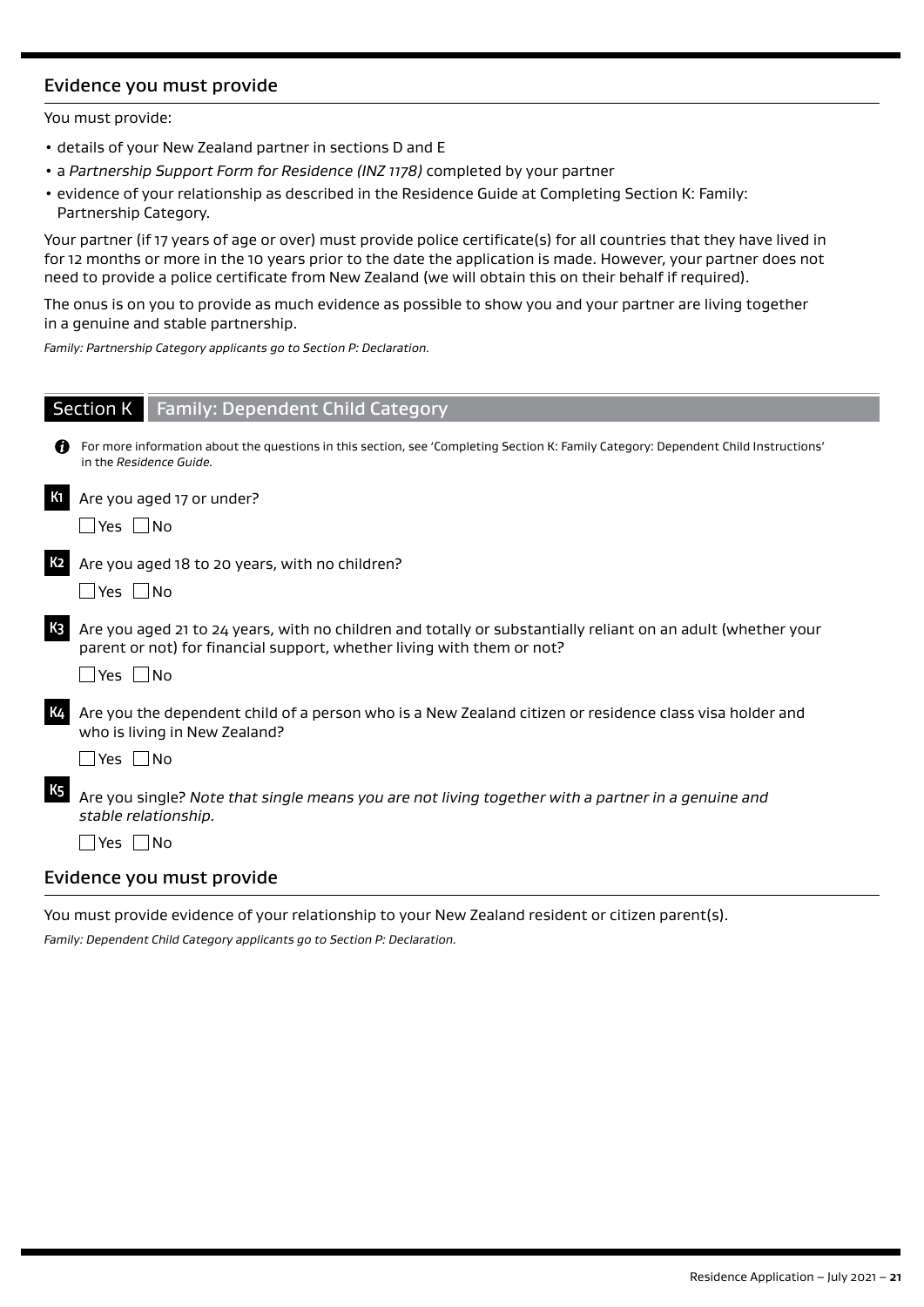## Evidence you must provide

You must provide:

- details of your New Zealand partner in sections D and E
- a *Partnership Support Form for Residence (INZ 1178)* completed by your partner
- evidence of your relationship as described in the Residence Guide at Completing Section K: Family: Partnership Category.

Your partner (if 17 years of age or over) must provide police certificate(s) for all countries that they have lived in for 12 months or more in the 10 years prior to the date the application is made. However, your partner does not need to provide a police certificate from New Zealand (we will obtain this on their behalf if required).

The onus is on you to provide as much evidence as possible to show you and your partner are living together in a genuine and stable partnership.

*Family: Partnership Category applicants go to Section P: Declaration.*

## Section K Family: Dependent Child Category

For more information about the questions in this section, see 'Completing Section K: Family Category: Dependent Child Instructions' in the *Residence Guide*.

**K1** Are you aged 17 or under?

☐ Yes ☐ No

**K2** Are you aged 18 to 20 years, with no children?

☐ Yes ☐ No

**K3** Are you aged 21 to 24 years, with no children and totally or substantially reliant on an adult (whether your parent or not) for financial support, whether living with them or not?

☐ Yes ☐ No

**K4** Are you the dependent child of a person who is a New Zealand citizen or residence class visa holder and who is living in New Zealand?

☐ Yes ☐ No

**K5** Are you single? *Note that single means you are not living together with a partner in a genuine and stable relationship.*

☐ Yes ☐ No

## Evidence you must provide

You must provide evidence of your relationship to your New Zealand resident or citizen parent(s).

*Family: Dependent Child Category applicants go to Section P: Declaration.*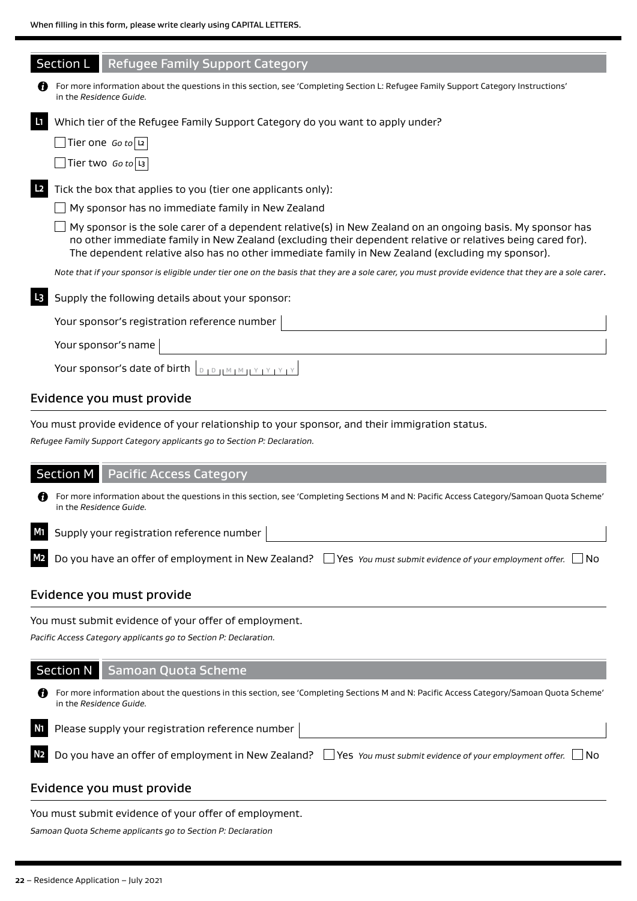When filling in this form, please write clearly using CAPITAL LETTERS.

## Section L Refugee Family Support Category

For more information about the questions in this section, see 'Completing Section L: Refugee Family Support Category Instructions' in the *Residence Guide*.

**L1** Which tier of the Refugee Family Support Category do you want to apply under?

☐ Tier one *Go to* **L2**

☐ Tier two *Go to* **L3**

**L2** Tick the box that applies to you (tier one applicants only):

☐ My sponsor has no immediate family in New Zealand

☐ My sponsor is the sole carer of a dependent relative(s) in New Zealand on an ongoing basis. My sponsor has no other immediate family in New Zealand (excluding their dependent relative or relatives being cared for). The dependent relative also has no other immediate family in New Zealand (excluding my sponsor).

*Note that if your sponsor is eligible under tier one on the basis that they are a sole carer, you must provide evidence that they are a sole carer.*

**L3** Supply the following details about your sponsor:

Your sponsor's registration reference number

Your sponsor's name

Your sponsor's date of birth D D M M Y Y Y Y

### Evidence you must provide

You must provide evidence of your relationship to your sponsor, and their immigration status.

*Refugee Family Support Category applicants go to Section P: Declaration.*

## Section M Pacific Access Category

For more information about the questions in this section, see 'Completing Sections M and N: Pacific Access Category/Samoan Quota Scheme' in the *Residence Guide*.

**M1** Supply your registration reference number

**M2** Do you have an offer of employment in New Zealand? ☐ Yes *You must submit evidence of your employment offer.* ☐ No

### Evidence you must provide

You must submit evidence of your offer of employment.

*Pacific Access Category applicants go to Section P: Declaration.*

## Section N Samoan Quota Scheme

For more information about the questions in this section, see 'Completing Sections M and N: Pacific Access Category/Samoan Quota Scheme' in the *Residence Guide*.

**N1** Please supply your registration reference number

**N2** Do you have an offer of employment in New Zealand? ☐ Yes *You must submit evidence of your employment offer.* ☐ No

### Evidence you must provide

You must submit evidence of your offer of employment.

*Samoan Quota Scheme applicants go to Section P: Declaration*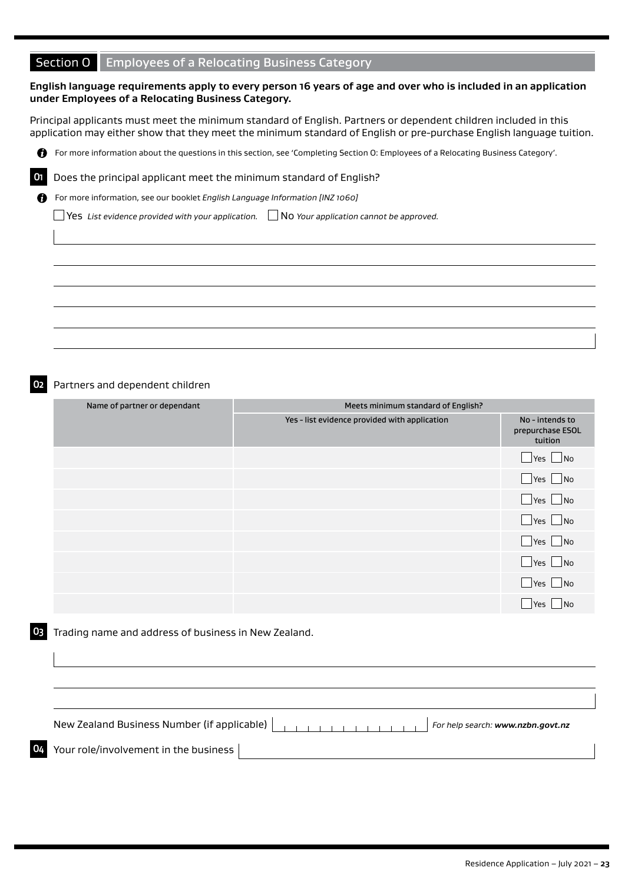## Section O Employees of a Relocating Business Category

**English language requirements apply to every person 16 years of age and over who is included in an application under Employees of a Relocating Business Category.**

Principal applicants must meet the minimum standard of English. Partners or dependent children included in this application may either show that they meet the minimum standard of English or pre-purchase English language tuition.

For more information about the questions in this section, see 'Completing Section O: Employees of a Relocating Business Category'.

**01** Does the principal applicant meet the minimum standard of English?

For more information, see our booklet *English Language Information [INZ 1060]*

☐ Yes *List evidence provided with your application.* ☐ No *Your application cannot be approved.*

**02** Partners and dependent children

| Name of partner or dependant | Meets minimum standard of English? | |
|---|---|---|
| | Yes - list evidence provided with application | No - intends to prepurchase ESOL tuition |
| | | ☐ Yes ☐ No |
| | | ☐ Yes ☐ No |
| | | ☐ Yes ☐ No |
| | | ☐ Yes ☐ No |
| | | ☐ Yes ☐ No |
| | | ☐ Yes ☐ No |
| | | ☐ Yes ☐ No |
| | | ☐ Yes ☐ No |

**03** Trading name and address of business in New Zealand.

New Zealand Business Number (if applicable) *For help search:* ***www.nzbn.govt.nz***

**04** Your role/involvement in the business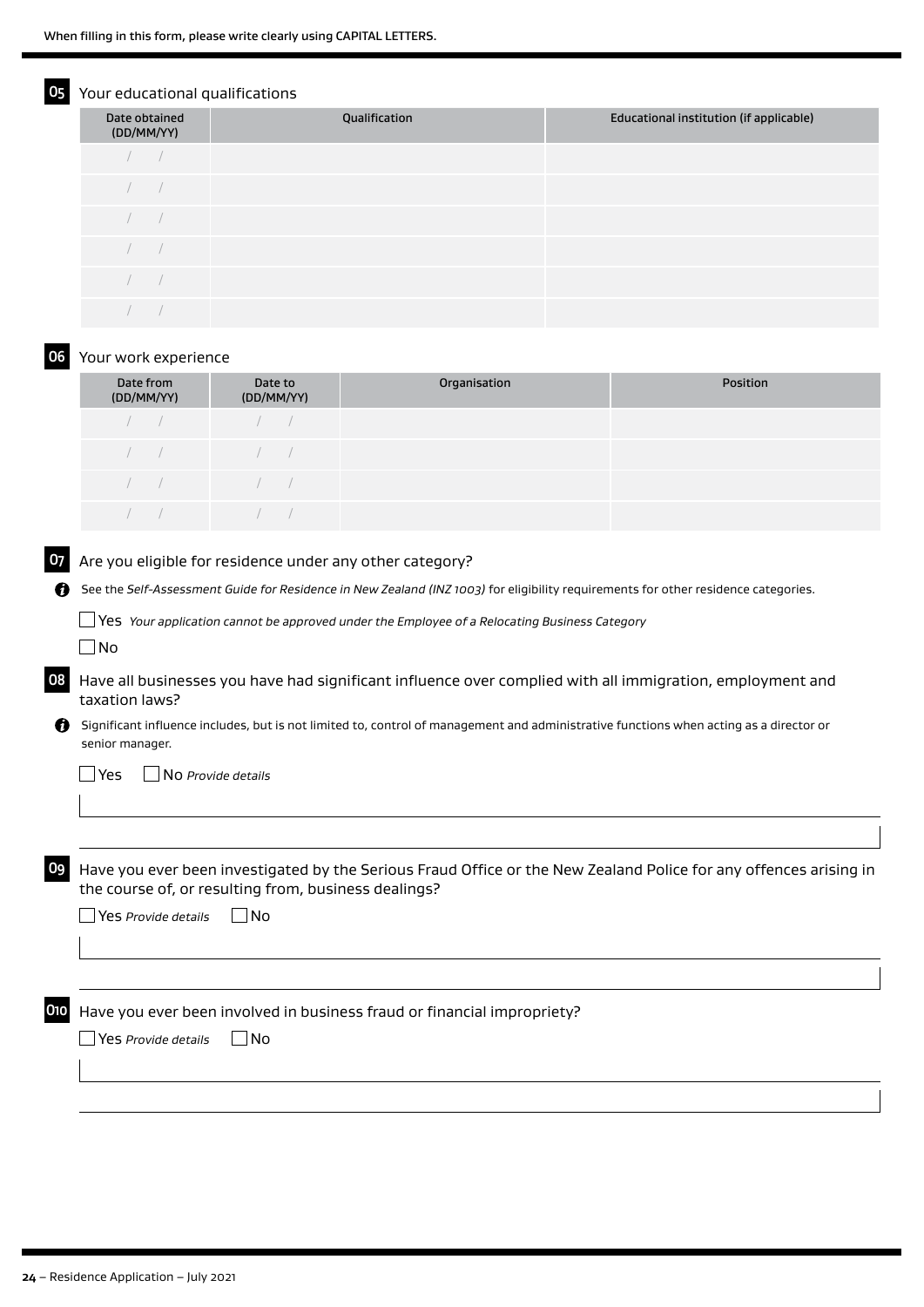When filling in this form, please write clearly using CAPITAL LETTERS.

## 05 Your educational qualifications

| Date obtained (DD/MM/YY) | Qualification | Educational institution (if applicable) |
|---|---|---|
| / / | | |
| / / | | |
| / / | | |
| / / | | |
| / / | | |
| / / | | |

## 06 Your work experience

| Date from (DD/MM/YY) | Date to (DD/MM/YY) | Organisation | Position |
|---|---|---|---|
| / / | / / | | |
| / / | / / | | |
| / / | / / | | |
| / / | / / | | |

## 07 Are you eligible for residence under any other category?

See the *Self-Assessment Guide for Residence in New Zealand (INZ 1003)* for eligibility requirements for other residence categories.

☐ Yes *Your application cannot be approved under the Employee of a Relocating Business Category*

☐ No

## 08 Have all businesses you have had significant influence over complied with all immigration, employment and taxation laws?

Significant influence includes, but is not limited to, control of management and administrative functions when acting as a director or senior manager.

☐ Yes ☐ No *Provide details*

## 09 Have you ever been investigated by the Serious Fraud Office or the New Zealand Police for any offences arising in the course of, or resulting from, business dealings?

☐ Yes *Provide details* ☐ No

## 010 Have you ever been involved in business fraud or financial impropriety?

☐ Yes *Provide details* ☐ No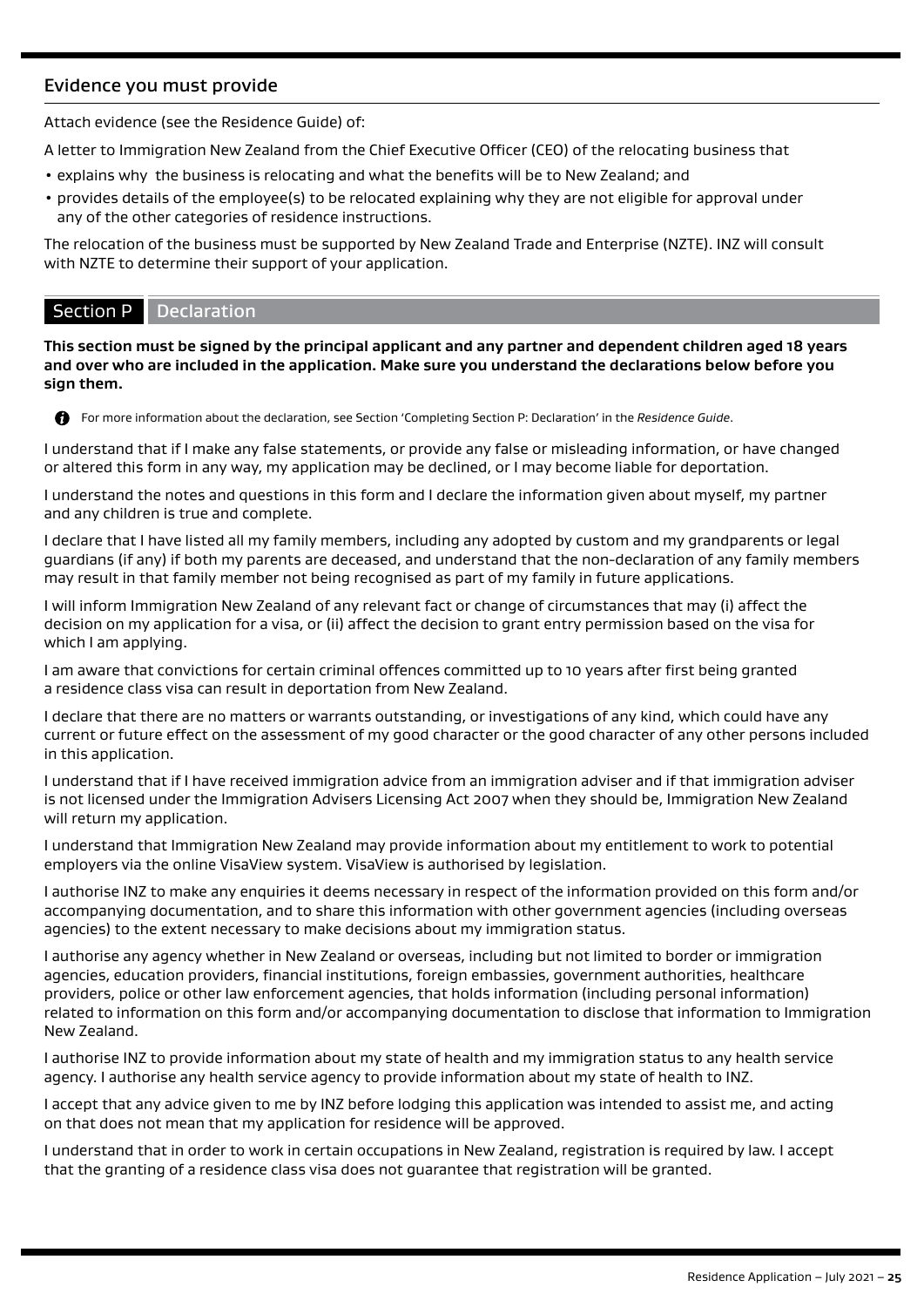## Evidence you must provide

Attach evidence (see the Residence Guide) of:

A letter to Immigration New Zealand from the Chief Executive Officer (CEO) of the relocating business that

- explains why the business is relocating and what the benefits will be to New Zealand; and
- provides details of the employee(s) to be relocated explaining why they are not eligible for approval under any of the other categories of residence instructions.

The relocation of the business must be supported by New Zealand Trade and Enterprise (NZTE). INZ will consult with NZTE to determine their support of your application.

## Section P Declaration

**This section must be signed by the principal applicant and any partner and dependent children aged 18 years and over who are included in the application. Make sure you understand the declarations below before you sign them.**

For more information about the declaration, see Section 'Completing Section P: Declaration' in the *Residence Guide*.

I understand that if I make any false statements, or provide any false or misleading information, or have changed or altered this form in any way, my application may be declined, or I may become liable for deportation.

I understand the notes and questions in this form and I declare the information given about myself, my partner and any children is true and complete.

I declare that I have listed all my family members, including any adopted by custom and my grandparents or legal guardians (if any) if both my parents are deceased, and understand that the non-declaration of any family members may result in that family member not being recognised as part of my family in future applications.

I will inform Immigration New Zealand of any relevant fact or change of circumstances that may (i) affect the decision on my application for a visa, or (ii) affect the decision to grant entry permission based on the visa for which I am applying.

I am aware that convictions for certain criminal offences committed up to 10 years after first being granted a residence class visa can result in deportation from New Zealand.

I declare that there are no matters or warrants outstanding, or investigations of any kind, which could have any current or future effect on the assessment of my good character or the good character of any other persons included in this application.

I understand that if I have received immigration advice from an immigration adviser and if that immigration adviser is not licensed under the Immigration Advisers Licensing Act 2007 when they should be, Immigration New Zealand will return my application.

I understand that Immigration New Zealand may provide information about my entitlement to work to potential employers via the online VisaView system. VisaView is authorised by legislation.

I authorise INZ to make any enquiries it deems necessary in respect of the information provided on this form and/or accompanying documentation, and to share this information with other government agencies (including overseas agencies) to the extent necessary to make decisions about my immigration status.

I authorise any agency whether in New Zealand or overseas, including but not limited to border or immigration agencies, education providers, financial institutions, foreign embassies, government authorities, healthcare providers, police or other law enforcement agencies, that holds information (including personal information) related to information on this form and/or accompanying documentation to disclose that information to Immigration New Zealand.

I authorise INZ to provide information about my state of health and my immigration status to any health service agency. I authorise any health service agency to provide information about my state of health to INZ.

I accept that any advice given to me by INZ before lodging this application was intended to assist me, and acting on that does not mean that my application for residence will be approved.

I understand that in order to work in certain occupations in New Zealand, registration is required by law. I accept that the granting of a residence class visa does not guarantee that registration will be granted.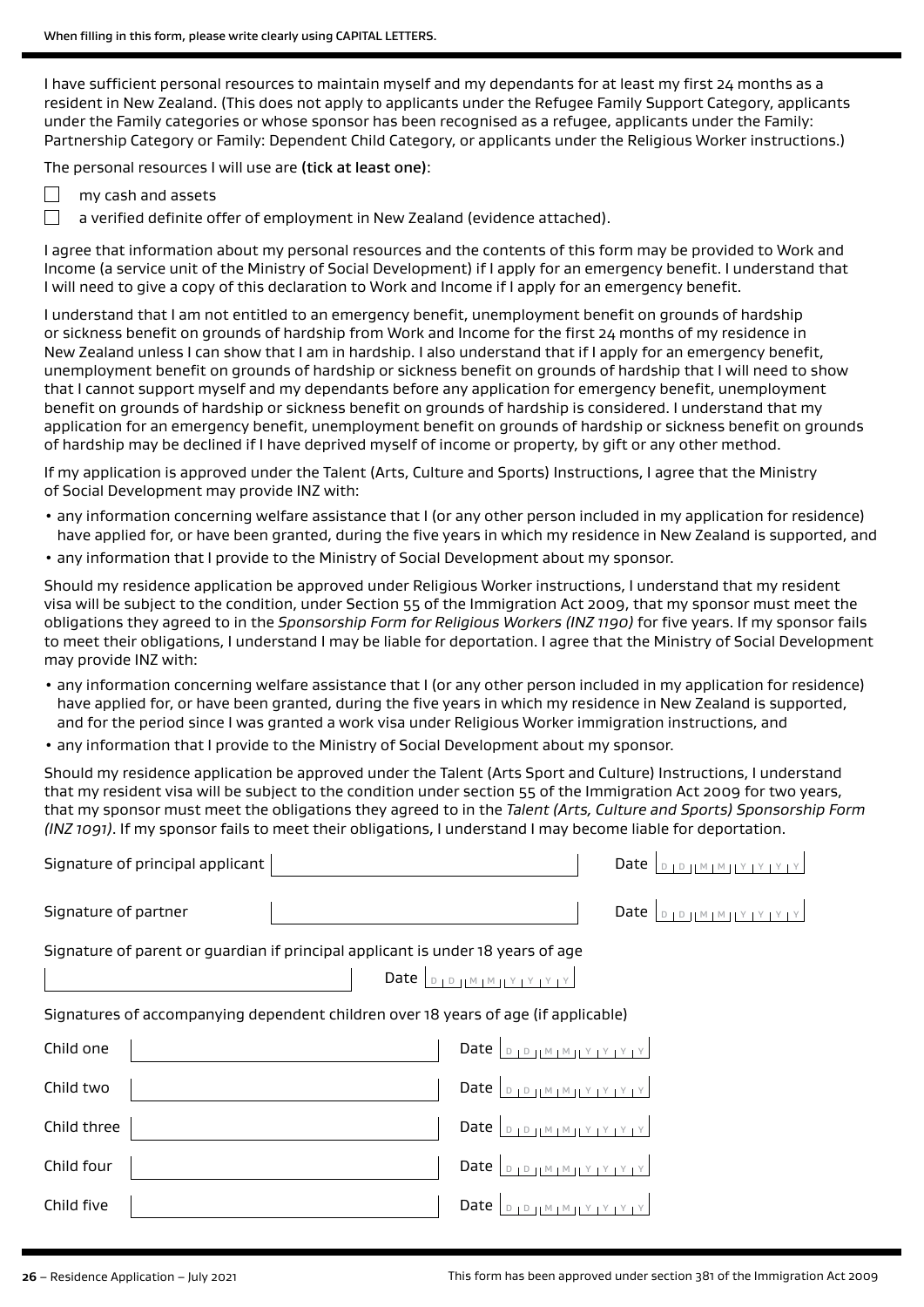When filling in this form, please write clearly using CAPITAL LETTERS.

I have sufficient personal resources to maintain myself and my dependants for at least my first 24 months as a resident in New Zealand. (This does not apply to applicants under the Refugee Family Support Category, applicants under the Family categories or whose sponsor has been recognised as a refugee, applicants under the Family: Partnership Category or Family: Dependent Child Category, or applicants under the Religious Worker instructions.)

The personal resources I will use are **(tick at least one)**:

- ☐ my cash and assets
- ☐ a verified definite offer of employment in New Zealand (evidence attached).

I agree that information about my personal resources and the contents of this form may be provided to Work and Income (a service unit of the Ministry of Social Development) if I apply for an emergency benefit. I understand that I will need to give a copy of this declaration to Work and Income if I apply for an emergency benefit.

I understand that I am not entitled to an emergency benefit, unemployment benefit on grounds of hardship or sickness benefit on grounds of hardship from Work and Income for the first 24 months of my residence in New Zealand unless I can show that I am in hardship. I also understand that if I apply for an emergency benefit, unemployment benefit on grounds of hardship or sickness benefit on grounds of hardship that I will need to show that I cannot support myself and my dependants before any application for emergency benefit, unemployment benefit on grounds of hardship or sickness benefit on grounds of hardship is considered. I understand that my application for an emergency benefit, unemployment benefit on grounds of hardship or sickness benefit on grounds of hardship may be declined if I have deprived myself of income or property, by gift or any other method.

If my application is approved under the Talent (Arts, Culture and Sports) Instructions, I agree that the Ministry of Social Development may provide INZ with:

- any information concerning welfare assistance that I (or any other person included in my application for residence) have applied for, or have been granted, during the five years in which my residence in New Zealand is supported, and
- any information that I provide to the Ministry of Social Development about my sponsor.

Should my residence application be approved under Religious Worker instructions, I understand that my resident visa will be subject to the condition, under Section 55 of the Immigration Act 2009, that my sponsor must meet the obligations they agreed to in the *Sponsorship Form for Religious Workers (INZ 1190)* for five years. If my sponsor fails to meet their obligations, I understand I may be liable for deportation. I agree that the Ministry of Social Development may provide INZ with:

- any information concerning welfare assistance that I (or any other person included in my application for residence) have applied for, or have been granted, during the five years in which my residence in New Zealand is supported, and for the period since I was granted a work visa under Religious Worker immigration instructions, and
- any information that I provide to the Ministry of Social Development about my sponsor.

Should my residence application be approved under the Talent (Arts Sport and Culture) Instructions, I understand that my resident visa will be subject to the condition under section 55 of the Immigration Act 2009 for two years, that my sponsor must meet the obligations they agreed to in the *Talent (Arts, Culture and Sports) Sponsorship Form (INZ 1091)*. If my sponsor fails to meet their obligations, I understand I may become liable for deportation.

Signature of principal applicant ______________________ Date DD/MM/YYYY

Signature of partner ______________________ Date DD/MM/YYYY

Signature of parent or guardian if principal applicant is under 18 years of age

______________________ Date DD/MM/YYYY

Signatures of accompanying dependent children over 18 years of age (if applicable)

Child one ______________________ Date DD/MM/YYYY

Child two ______________________ Date DD/MM/YYYY

Child three ______________________ Date DD/MM/YYYY

Child four ______________________ Date DD/MM/YYYY

Child five ______________________ Date DD/MM/YYYY

This form has been approved under section 381 of the Immigration Act 2009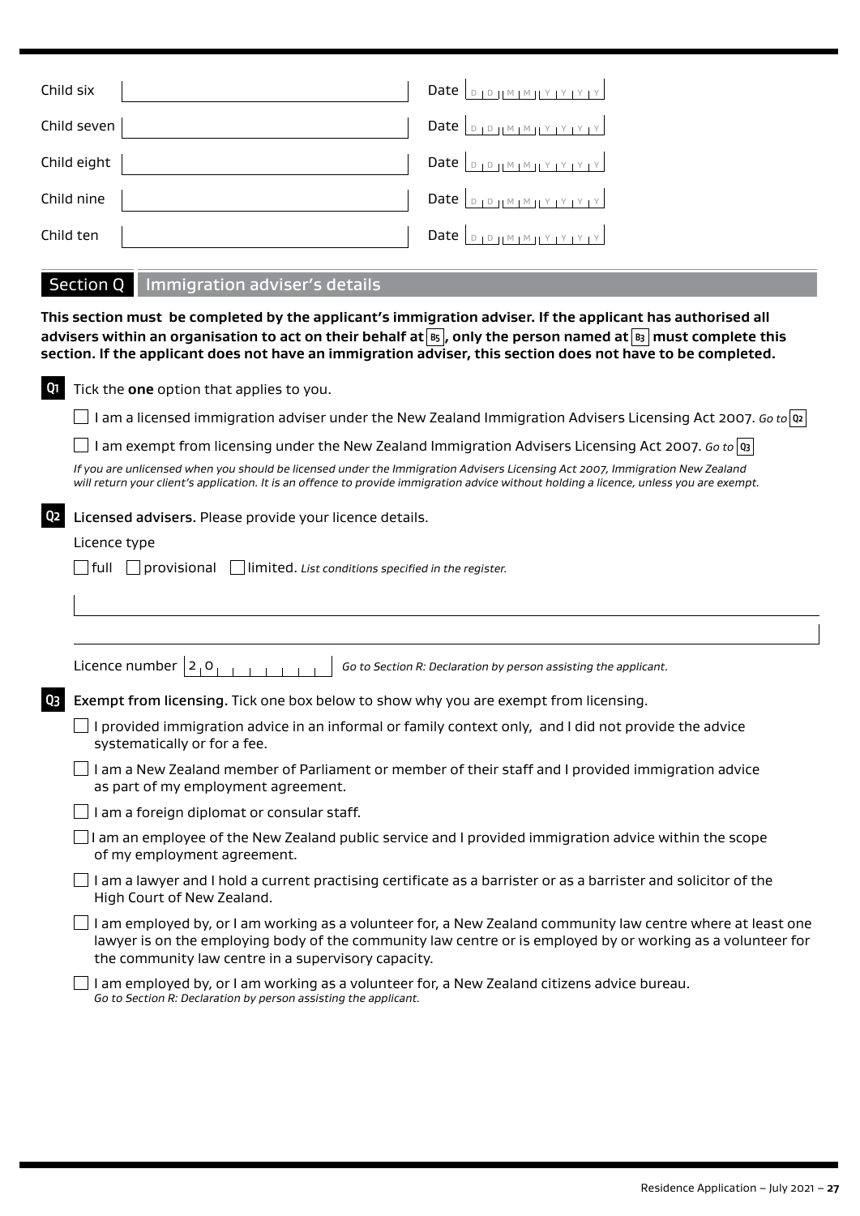| | | |
|---|---|---|
| Child six | | Date DD MM YYYY |
| Child seven | | Date DD MM YYYY |
| Child eight | | Date DD MM YYYY |
| Child nine | | Date DD MM YYYY |
| Child ten | | Date DD MM YYYY |

## Section Q Immigration adviser's details

**This section must be completed by the applicant's immigration adviser. If the applicant has authorised all advisers within an organisation to act on their behalf at B5, only the person named at B3 must complete this section. If the applicant does not have an immigration adviser, this section does not have to be completed.**

**Q1** Tick the **one** option that applies to you.

☐ I am a licensed immigration adviser under the New Zealand Immigration Advisers Licensing Act 2007. *Go to* Q2

☐ I am exempt from licensing under the New Zealand Immigration Advisers Licensing Act 2007. *Go to* Q3

*If you are unlicensed when you should be licensed under the Immigration Advisers Licensing Act 2007, Immigration New Zealand will return your client's application. It is an offence to provide immigration advice without holding a licence, unless you are exempt.*

**Q2** **Licensed advisers.** Please provide your licence details.

Licence type

☐ full ☐ provisional ☐ limited. *List conditions specified in the register.*

Licence number 2 0 _ _ _ _ _ _ _ _ *Go to Section R: Declaration by person assisting the applicant.*

**Q3** **Exempt from licensing.** Tick one box below to show why you are exempt from licensing.

☐ I provided immigration advice in an informal or family context only, and I did not provide the advice systematically or for a fee.

☐ I am a New Zealand member of Parliament or member of their staff and I provided immigration advice as part of my employment agreement.

☐ I am a foreign diplomat or consular staff.

☐ I am an employee of the New Zealand public service and I provided immigration advice within the scope of my employment agreement.

☐ I am a lawyer and I hold a current practising certificate as a barrister or as a barrister and solicitor of the High Court of New Zealand.

☐ I am employed by, or I am working as a volunteer for, a New Zealand community law centre where at least one lawyer is on the employing body of the community law centre or is employed by or working as a volunteer for the community law centre in a supervisory capacity.

☐ I am employed by, or I am working as a volunteer for, a New Zealand citizens advice bureau.
*Go to Section R: Declaration by person assisting the applicant.*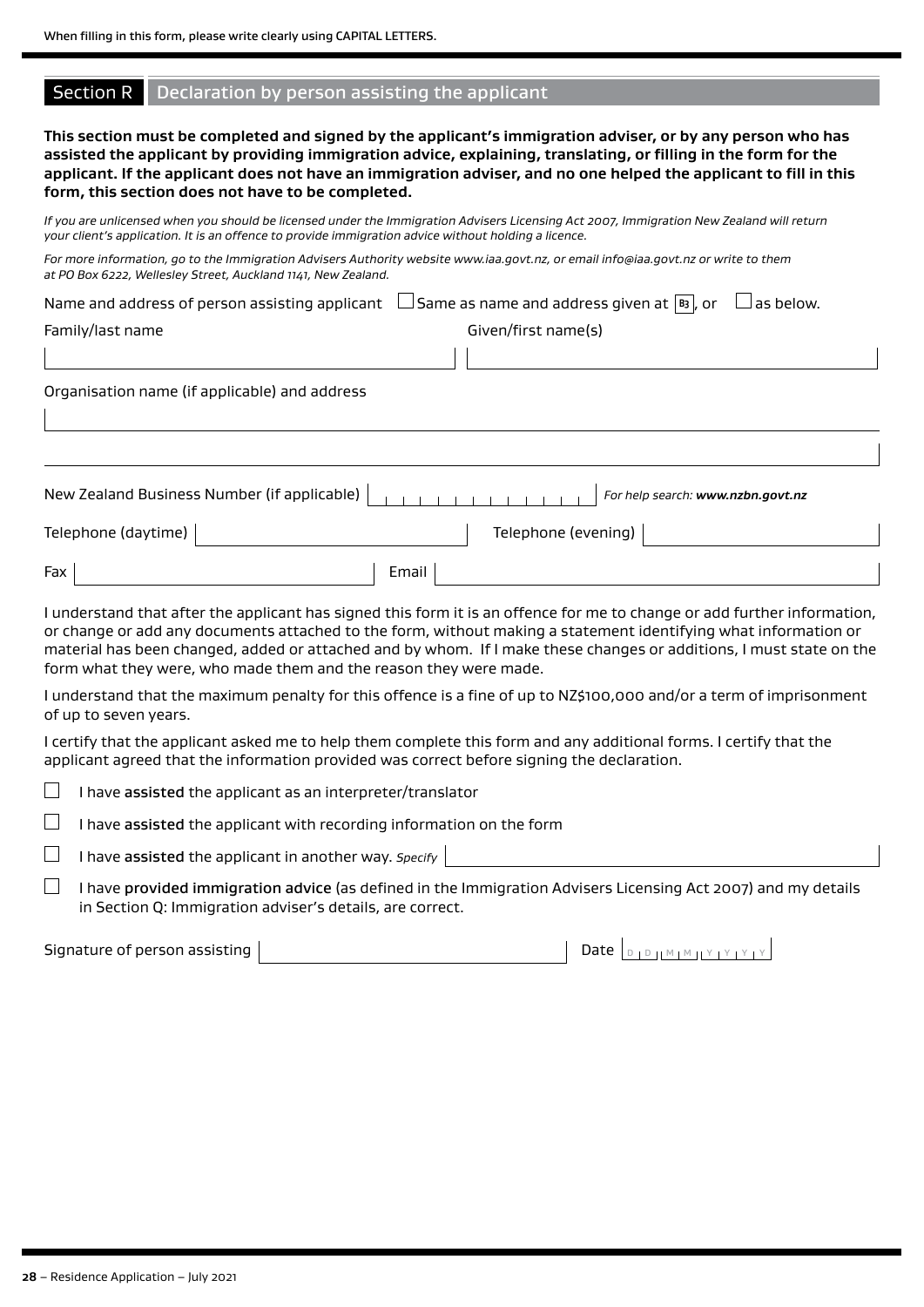When filling in this form, please write clearly using CAPITAL LETTERS.

## Section R Declaration by person assisting the applicant

**This section must be completed and signed by the applicant's immigration adviser, or by any person who has assisted the applicant by providing immigration advice, explaining, translating, or filling in the form for the applicant. If the applicant does not have an immigration adviser, and no one helped the applicant to fill in this form, this section does not have to be completed.**

*If you are unlicensed when you should be licensed under the Immigration Advisers Licensing Act 2007, Immigration New Zealand will return your client's application. It is an offence to provide immigration advice without holding a licence.*

*For more information, go to the Immigration Advisers Authority website www.iaa.govt.nz, or email info@iaa.govt.nz or write to them at PO Box 6222, Wellesley Street, Auckland 1141, New Zealand.*

Name and address of person assisting applicant ☐ Same as name and address given at B3, or ☐ as below.

Family/last name

Given/first name(s)

Organisation name (if applicable) and address

New Zealand Business Number (if applicable) *For help search: **www.nzbn.govt.nz***

Telephone (daytime) Telephone (evening)

Fax Email

I understand that after the applicant has signed this form it is an offence for me to change or add further information, or change or add any documents attached to the form, without making a statement identifying what information or material has been changed, added or attached and by whom. If I make these changes or additions, I must state on the form what they were, who made them and the reason they were made.

I understand that the maximum penalty for this offence is a fine of up to NZ$100,000 and/or a term of imprisonment of up to seven years.

I certify that the applicant asked me to help them complete this form and any additional forms. I certify that the applicant agreed that the information provided was correct before signing the declaration.

☐ I have **assisted** the applicant as an interpreter/translator

☐ I have **assisted** the applicant with recording information on the form

☐ I have **assisted** the applicant in another way. *Specify*

☐ I have **provided immigration advice** (as defined in the Immigration Advisers Licensing Act 2007) and my details in Section Q: Immigration adviser's details, are correct.

Signature of person assisting Date D D M M Y Y Y Y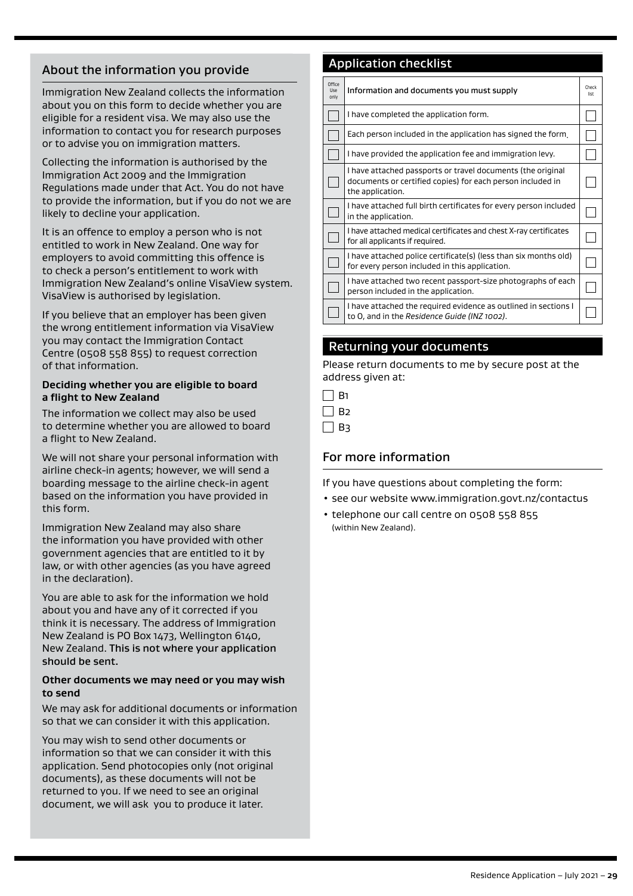## About the information you provide

Immigration New Zealand collects the information about you on this form to decide whether you are eligible for a resident visa. We may also use the information to contact you for research purposes or to advise you on immigration matters.

Collecting the information is authorised by the Immigration Act 2009 and the Immigration Regulations made under that Act. You do not have to provide the information, but if you do not we are likely to decline your application.

It is an offence to employ a person who is not entitled to work in New Zealand. One way for employers to avoid committing this offence is to check a person's entitlement to work with Immigration New Zealand's online VisaView system. VisaView is authorised by legislation.

If you believe that an employer has been given the wrong entitlement information via VisaView you may contact the Immigration Contact Centre (0508 558 855) to request correction of that information.

**Deciding whether you are eligible to board a flight to New Zealand**

The information we collect may also be used to determine whether you are allowed to board a flight to New Zealand.

We will not share your personal information with airline check-in agents; however, we will send a boarding message to the airline check-in agent based on the information you have provided in this form.

Immigration New Zealand may also share the information you have provided with other government agencies that are entitled to it by law, or with other agencies (as you have agreed in the declaration).

You are able to ask for the information we hold about you and have any of it corrected if you think it is necessary. The address of Immigration New Zealand is PO Box 1473, Wellington 6140, New Zealand. **This is not where your application should be sent.**

**Other documents we may need or you may wish to send**

We may ask for additional documents or information so that we can consider it with this application.

You may wish to send other documents or information so that we can consider it with this application. Send photocopies only (not original documents), as these documents will not be returned to you. If we need to see an original document, we will ask you to produce it later.

## Application checklist

| Office Use only | Information and documents you must supply | Check list |
|---|---|---|
| ☐ | I have completed the application form. | ☐ |
| ☐ | Each person included in the application has signed the form. | ☐ |
| ☐ | I have provided the application fee and immigration levy. | ☐ |
| ☐ | I have attached passports or travel documents (the original documents or certified copies) for each person included in the application. | ☐ |
| ☐ | I have attached full birth certificates for every person included in the application. | ☐ |
| ☐ | I have attached medical certificates and chest X-ray certificates for all applicants if required. | ☐ |
| ☐ | I have attached police certificate(s) (less than six months old) for every person included in this application. | ☐ |
| ☐ | I have attached two recent passport-size photographs of each person included in the application. | ☐ |
| ☐ | I have attached the required evidence as outlined in sections I to O, and in the *Residence Guide (INZ 1002)*. | ☐ |

## Returning your documents

Please return documents to me by secure post at the address given at:

- ☐ B1
- ☐ B2
- ☐ B3

## For more information

If you have questions about completing the form:

- see our website www.immigration.govt.nz/contactus
- telephone our call centre on 0508 558 855 (within New Zealand).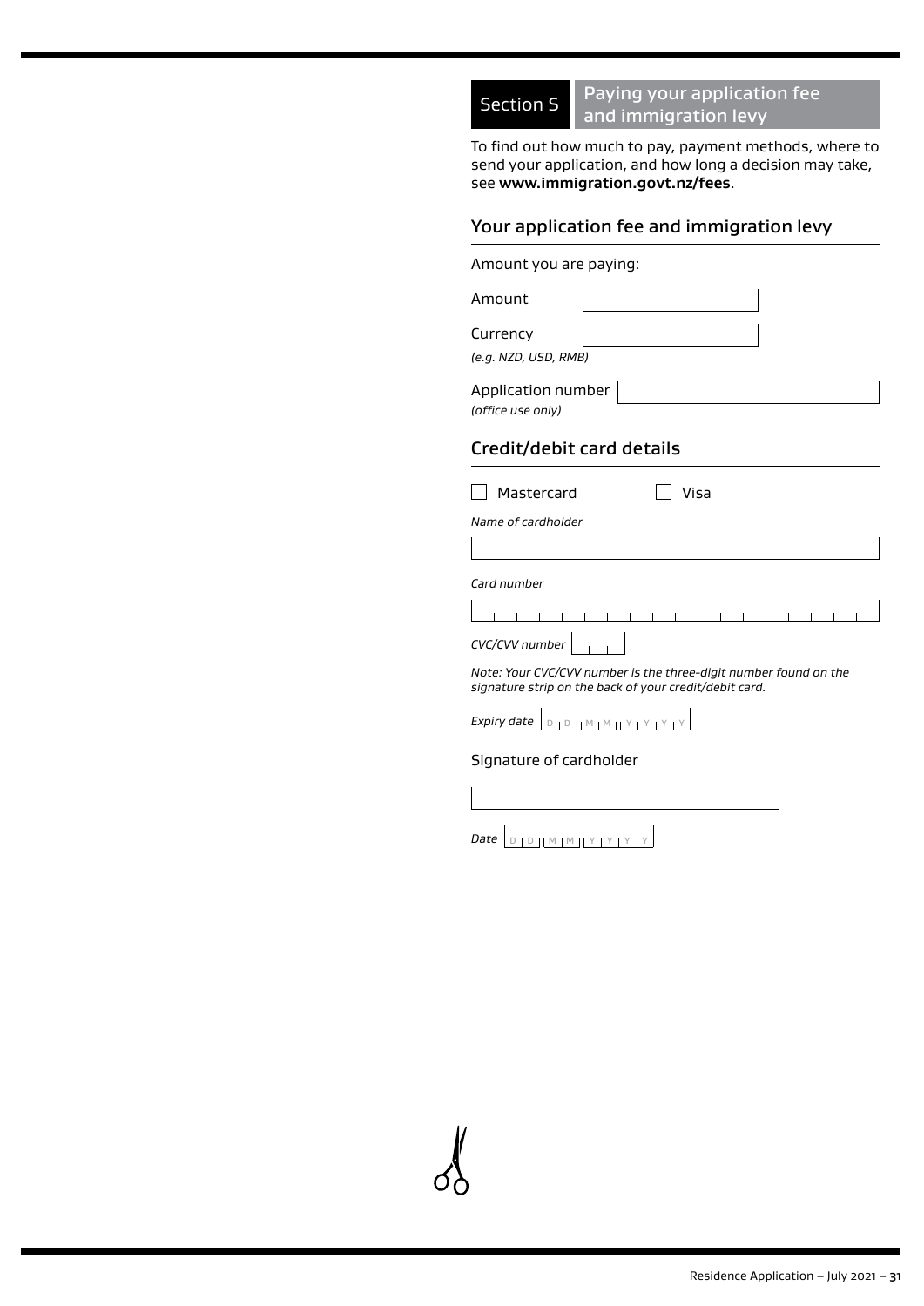## Section S — Paying your application fee and immigration levy

To find out how much to pay, payment methods, where to send your application, and how long a decision may take, see **www.immigration.govt.nz/fees**.

### Your application fee and immigration levy

Amount you are paying:

Amount

Currency
*(e.g. NZD, USD, RMB)*

Application number
*(office use only)*

### Credit/debit card details

☐ Mastercard ☐ Visa

*Name of cardholder*

*Card number*

*CVC/CVV number*

*Note: Your CVC/CVV number is the three-digit number found on the signature strip on the back of your credit/debit card.*

*Expiry date* D D M M Y Y Y Y

Signature of cardholder

*Date* D D M M Y Y Y Y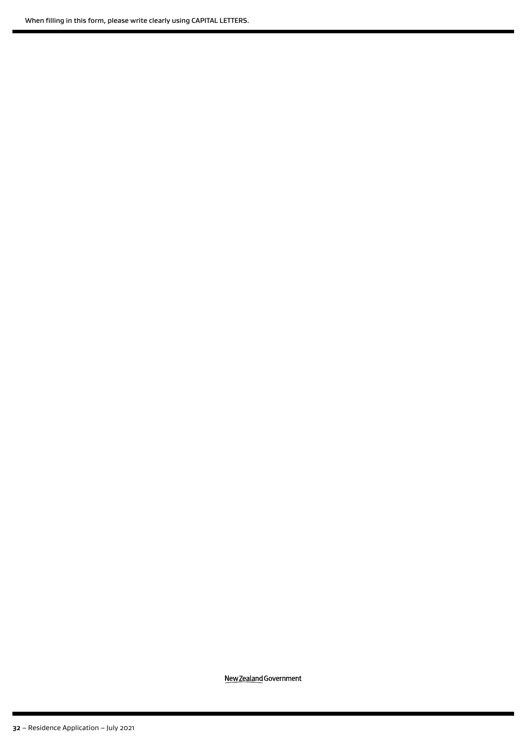New Zealand Government